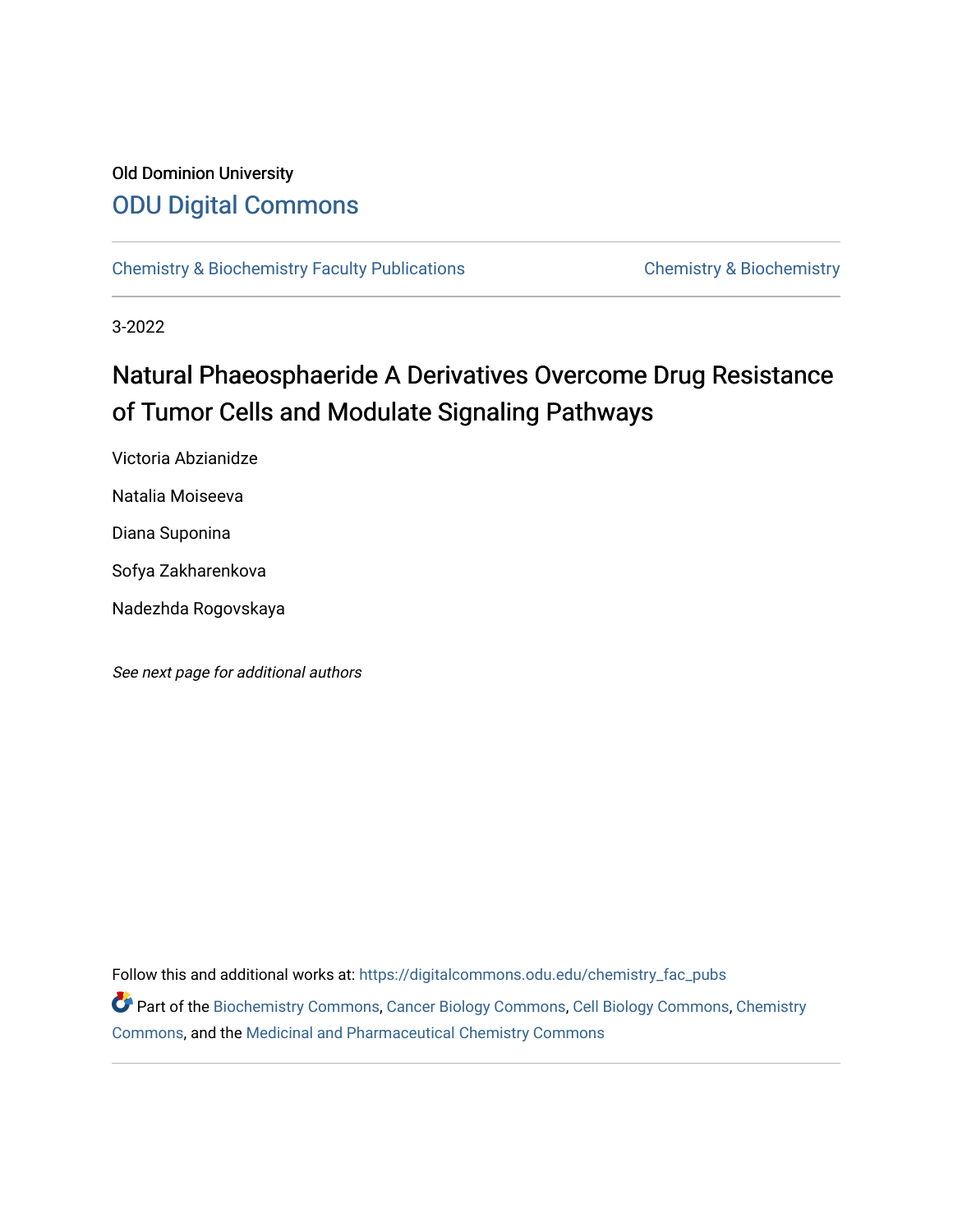Old Dominion University

# ODU Digital Commons

Chemistry & Biochemistry Faculty Publications | Chemistry & Biochemistry

3-2022

## Natural Phaeosphaeride A Derivatives Overcome Drug Resistance of Tumor Cells and Modulate Signaling Pathways

Victoria Abzianidze

Natalia Moiseeva

Diana Suponina

Sofya Zakharenkova

Nadezhda Rogovskaya

*See next page for additional authors*

Follow this and additional works at: https://digitalcommons.odu.edu/chemistry_fac_pubs

Part of the Biochemistry Commons, Cancer Biology Commons, Cell Biology Commons, Chemistry Commons, and the Medicinal and Pharmaceutical Chemistry Commons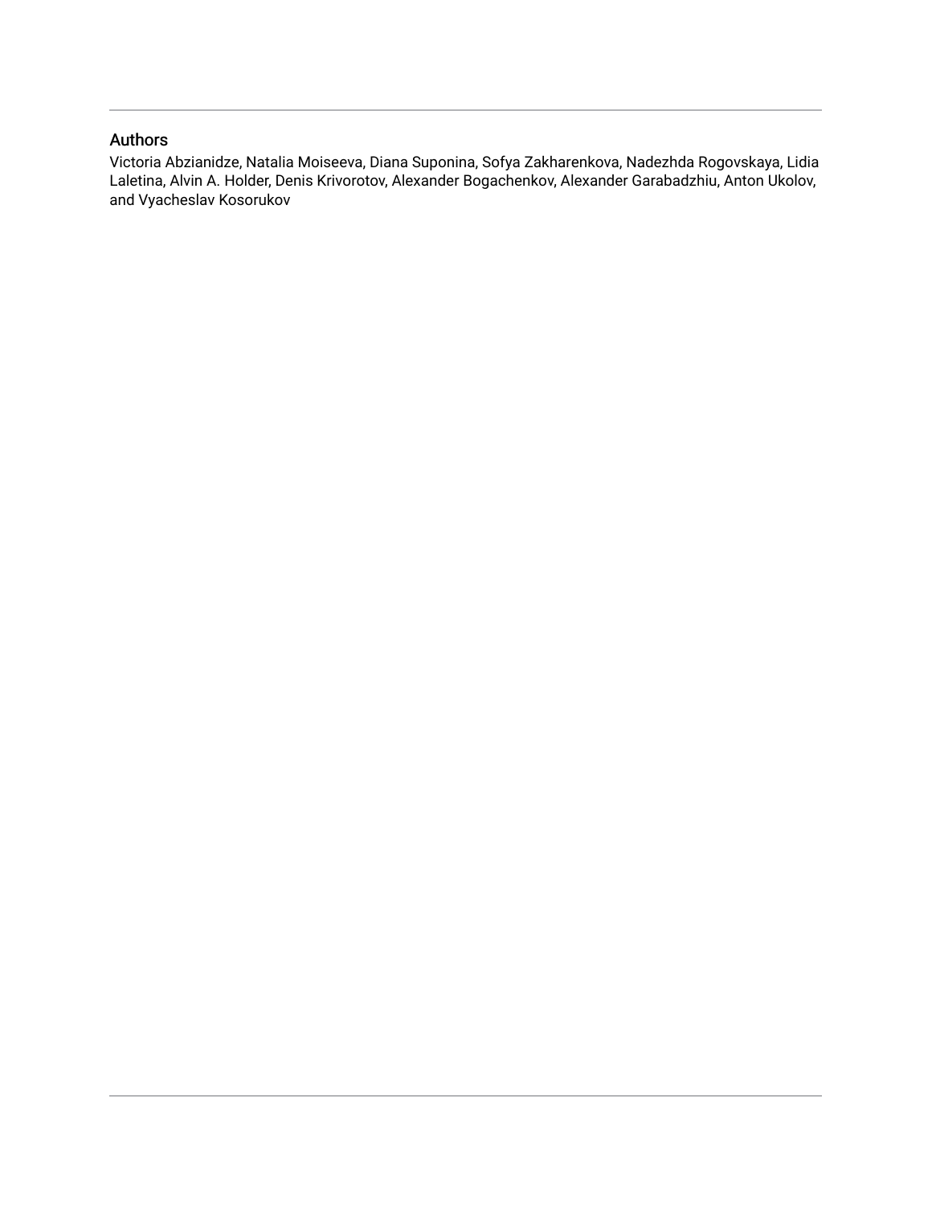## Authors

Victoria Abzianidze, Natalia Moiseeva, Diana Suponina, Sofya Zakharenkova, Nadezhda Rogovskaya, Lidia Laletina, Alvin A. Holder, Denis Krivorotov, Alexander Bogachenkov, Alexander Garabadzhiu, Anton Ukolov, and Vyacheslav Kosorukov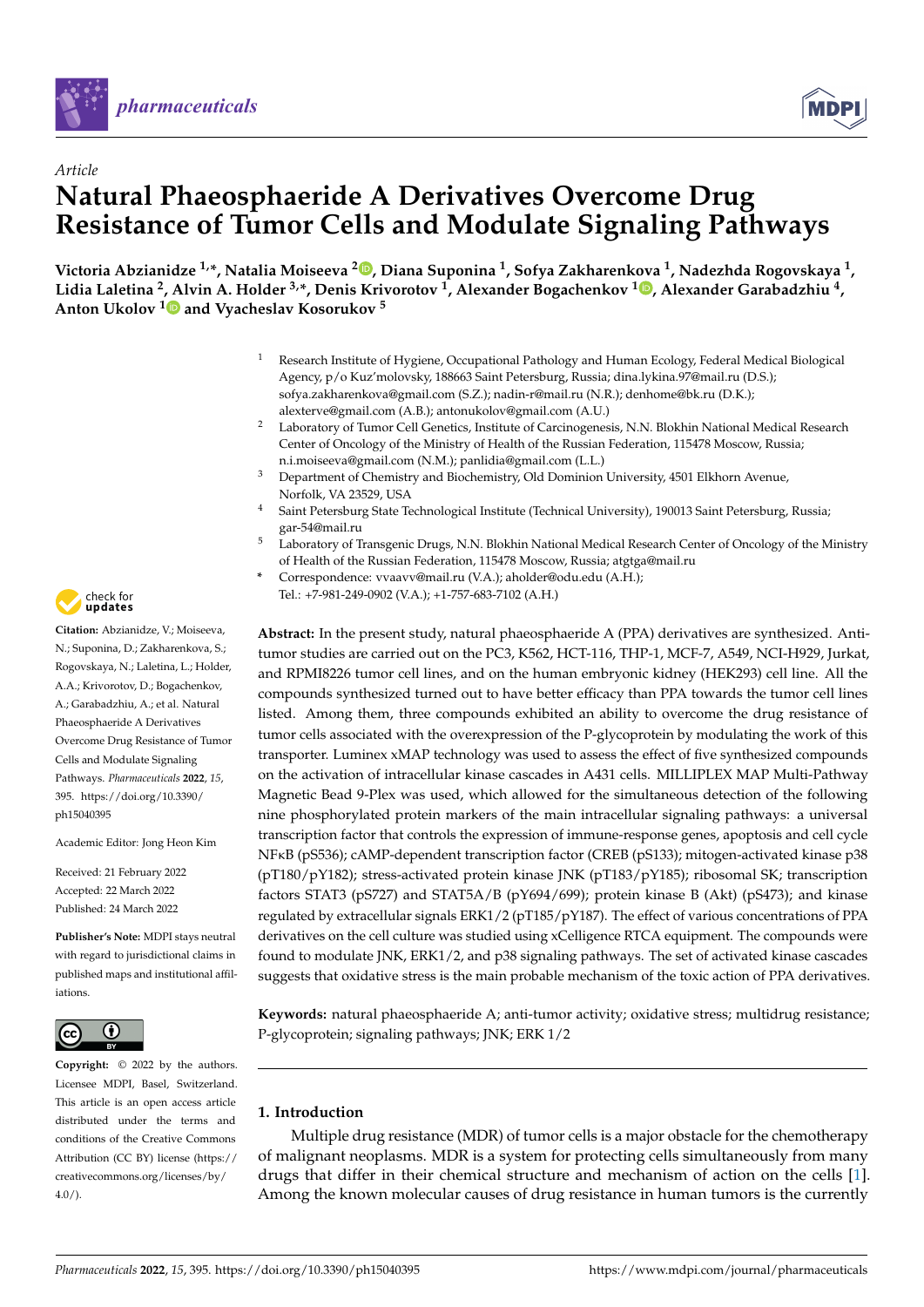# Article

# Natural Phaeosphaeride A Derivatives Overcome Drug Resistance of Tumor Cells and Modulate Signaling Pathways

**Victoria Abzianidze [1,*], Natalia Moiseeva [2], Diana Suponina [1], Sofya Zakharenkova [1], Nadezhda Rogovskaya [1], Lidia Laletina [2], Alvin A. Holder [3,*], Denis Krivorotov [1], Alexander Bogachenkov [1], Alexander Garabadzhiu [4], Anton Ukolov [1] and Vyacheslav Kosorukov [5]**

[1] Research Institute of Hygiene, Occupational Pathology and Human Ecology, Federal Medical Biological Agency, p/o Kuz'molovsky, 188663 Saint Petersburg, Russia; dina.lykina.97@mail.ru (D.S.); sofya.zakharenkova@gmail.com (S.Z.); nadin-r@mail.ru (N.R.); denhome@bk.ru (D.K.); alexterve@gmail.com (A.B.); antonukolov@gmail.com (A.U.)

[2] Laboratory of Tumor Cell Genetics, Institute of Carcinogenesis, N.N. Blokhin National Medical Research Center of Oncology of the Ministry of Health of the Russian Federation, 115478 Moscow, Russia; n.i.moiseeva@gmail.com (N.M.); panlidia@gmail.com (L.L.)

[3] Department of Chemistry and Biochemistry, Old Dominion University, 4501 Elkhorn Avenue, Norfolk, VA 23529, USA

[4] Saint Petersburg State Technological Institute (Technical University), 190013 Saint Petersburg, Russia; gar-54@mail.ru

[5] Laboratory of Transgenic Drugs, N.N. Blokhin National Medical Research Center of Oncology of the Ministry of Health of the Russian Federation, 115478 Moscow, Russia; atgtga@mail.ru

\* Correspondence: vvaavv@mail.ru (V.A.); aholder@odu.edu (A.H.); Tel.: +7-981-249-0902 (V.A.); +1-757-683-7102 (A.H.)

**Citation:** Abzianidze, V.; Moiseeva, N.; Suponina, D.; Zakharenkova, S.; Rogovskaya, N.; Laletina, L.; Holder, A.A.; Krivorotov, D.; Bogachenkov, A.; Garabadzhiu, A.; et al. Natural Phaeosphaeride A Derivatives Overcome Drug Resistance of Tumor Cells and Modulate Signaling Pathways. *Pharmaceuticals* **2022**, *15*, 395. https://doi.org/10.3390/ph15040395

Academic Editor: Jong Heon Kim

Received: 21 February 2022
Accepted: 22 March 2022
Published: 24 March 2022

**Publisher's Note:** MDPI stays neutral with regard to jurisdictional claims in published maps and institutional affiliations.

**Copyright:** © 2022 by the authors. Licensee MDPI, Basel, Switzerland. This article is an open access article distributed under the terms and conditions of the Creative Commons Attribution (CC BY) license (https://creativecommons.org/licenses/by/4.0/).

**Abstract:** In the present study, natural phaeosphaeride A (PPA) derivatives are synthesized. Antitumor studies are carried out on the PC3, K562, HCT-116, THP-1, MCF-7, A549, NCI-H929, Jurkat, and RPMI8226 tumor cell lines, and on the human embryonic kidney (HEK293) cell line. All the compounds synthesized turned out to have better efficacy than PPA towards the tumor cell lines listed. Among them, three compounds exhibited an ability to overcome the drug resistance of tumor cells associated with the overexpression of the P-glycoprotein by modulating the work of this transporter. Luminex xMAP technology was used to assess the effect of five synthesized compounds on the activation of intracellular kinase cascades in A431 cells. MILLIPLEX MAP Multi-Pathway Magnetic Bead 9-Plex was used, which allowed for the simultaneous detection of the following nine phosphorylated protein markers of the main intracellular signaling pathways: a universal transcription factor that controls the expression of immune-response genes, apoptosis and cell cycle NFκB (pS536); cAMP-dependent transcription factor (CREB (pS133); mitogen-activated kinase p38 (pT180/pY182); stress-activated protein kinase JNK (pT183/pY185); ribosomal SK; transcription factors STAT3 (pS727) and STAT5A/B (pY694/699); protein kinase B (Akt) (pS473); and kinase regulated by extracellular signals ERK1/2 (pT185/pY187). The effect of various concentrations of PPA derivatives on the cell culture was studied using xCelligence RTCA equipment. The compounds were found to modulate JNK, ERK1/2, and p38 signaling pathways. The set of activated kinase cascades suggests that oxidative stress is the main probable mechanism of the toxic action of PPA derivatives.

**Keywords:** natural phaeosphaeride A; anti-tumor activity; oxidative stress; multidrug resistance; P-glycoprotein; signaling pathways; JNK; ERK 1/2

## 1. Introduction

Multiple drug resistance (MDR) of tumor cells is a major obstacle for the chemotherapy of malignant neoplasms. MDR is a system for protecting cells simultaneously from many drugs that differ in their chemical structure and mechanism of action on the cells [1]. Among the known molecular causes of drug resistance in human tumors is the currently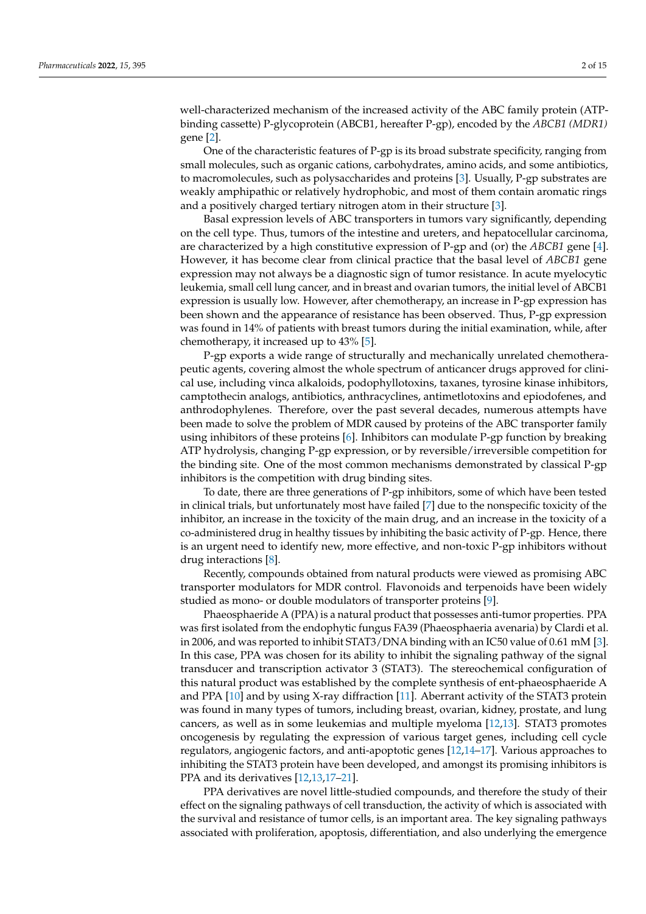well-characterized mechanism of the increased activity of the ABC family protein (ATP-binding cassette) P-glycoprotein (ABCB1, hereafter P-gp), encoded by the *ABCB1 (MDR1)* gene [2].

One of the characteristic features of P-gp is its broad substrate specificity, ranging from small molecules, such as organic cations, carbohydrates, amino acids, and some antibiotics, to macromolecules, such as polysaccharides and proteins [3]. Usually, P-gp substrates are weakly amphipathic or relatively hydrophobic, and most of them contain aromatic rings and a positively charged tertiary nitrogen atom in their structure [3].

Basal expression levels of ABC transporters in tumors vary significantly, depending on the cell type. Thus, tumors of the intestine and ureters, and hepatocellular carcinoma, are characterized by a high constitutive expression of P-gp and (or) the *ABCB1* gene [4]. However, it has become clear from clinical practice that the basal level of *ABCB1* gene expression may not always be a diagnostic sign of tumor resistance. In acute myelocytic leukemia, small cell lung cancer, and in breast and ovarian tumors, the initial level of ABCB1 expression is usually low. However, after chemotherapy, an increase in P-gp expression has been shown and the appearance of resistance has been observed. Thus, P-gp expression was found in 14% of patients with breast tumors during the initial examination, while, after chemotherapy, it increased up to 43% [5].

P-gp exports a wide range of structurally and mechanically unrelated chemotherapeutic agents, covering almost the whole spectrum of anticancer drugs approved for clinical use, including vinca alkaloids, podophyllotoxins, taxanes, tyrosine kinase inhibitors, camptothecin analogs, antibiotics, anthracyclines, antimetlotoxins and epiodofenes, and anthrodophylenes. Therefore, over the past several decades, numerous attempts have been made to solve the problem of MDR caused by proteins of the ABC transporter family using inhibitors of these proteins [6]. Inhibitors can modulate P-gp function by breaking ATP hydrolysis, changing P-gp expression, or by reversible/irreversible competition for the binding site. One of the most common mechanisms demonstrated by classical P-gp inhibitors is the competition with drug binding sites.

To date, there are three generations of P-gp inhibitors, some of which have been tested in clinical trials, but unfortunately most have failed [7] due to the nonspecific toxicity of the inhibitor, an increase in the toxicity of the main drug, and an increase in the toxicity of a co-administered drug in healthy tissues by inhibiting the basic activity of P-gp. Hence, there is an urgent need to identify new, more effective, and non-toxic P-gp inhibitors without drug interactions [8].

Recently, compounds obtained from natural products were viewed as promising ABC transporter modulators for MDR control. Flavonoids and terpenoids have been widely studied as mono- or double modulators of transporter proteins [9].

Phaeosphaeride A (PPA) is a natural product that possesses anti-tumor properties. PPA was first isolated from the endophytic fungus FA39 (Phaeosphaeria avenaria) by Clardi et al. in 2006, and was reported to inhibit STAT3/DNA binding with an IC50 value of 0.61 mM [3]. In this case, PPA was chosen for its ability to inhibit the signaling pathway of the signal transducer and transcription activator 3 (STAT3). The stereochemical configuration of this natural product was established by the complete synthesis of ent-phaeosphaeride A and PPA [10] and by using X-ray diffraction [11]. Aberrant activity of the STAT3 protein was found in many types of tumors, including breast, ovarian, kidney, prostate, and lung cancers, as well as in some leukemias and multiple myeloma [12,13]. STAT3 promotes oncogenesis by regulating the expression of various target genes, including cell cycle regulators, angiogenic factors, and anti-apoptotic genes [12,14–17]. Various approaches to inhibiting the STAT3 protein have been developed, and amongst its promising inhibitors is PPA and its derivatives [12,13,17–21].

PPA derivatives are novel little-studied compounds, and therefore the study of their effect on the signaling pathways of cell transduction, the activity of which is associated with the survival and resistance of tumor cells, is an important area. The key signaling pathways associated with proliferation, apoptosis, differentiation, and also underlying the emergence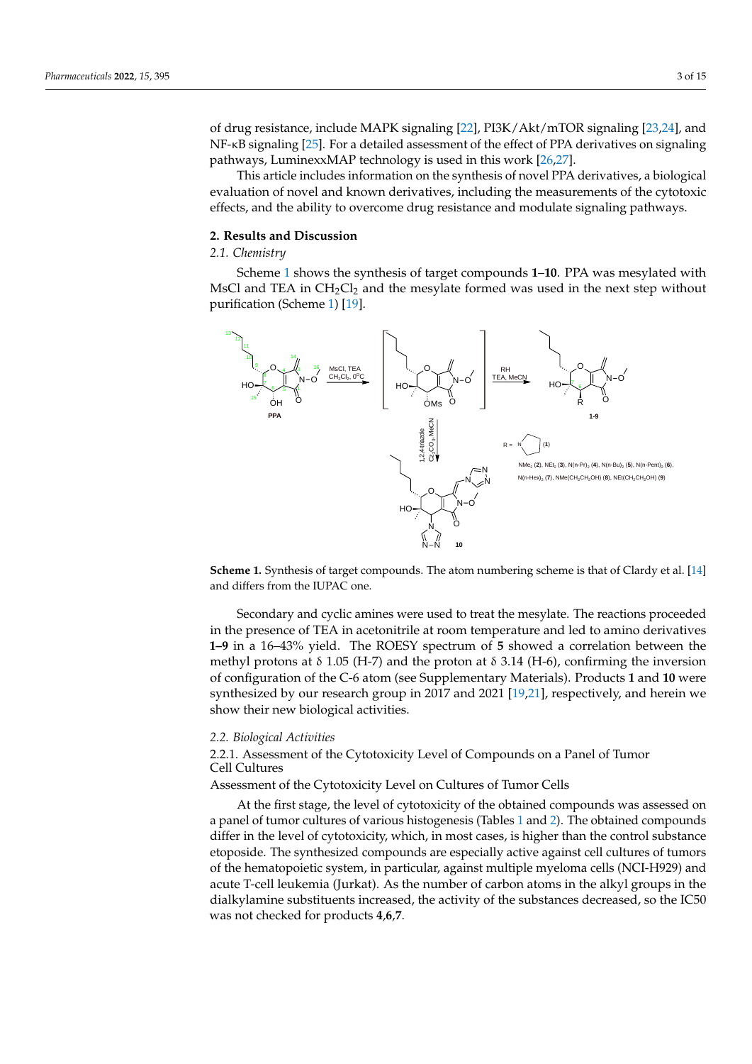of drug resistance, include MAPK signaling [22], PI3K/Akt/mTOR signaling [23,24], and NF-κB signaling [25]. For a detailed assessment of the effect of PPA derivatives on signaling pathways, LuminexxMAP technology is used in this work [26,27].

This article includes information on the synthesis of novel PPA derivatives, a biological evaluation of novel and known derivatives, including the measurements of the cytotoxic effects, and the ability to overcome drug resistance and modulate signaling pathways.

## 2. Results and Discussion

### 2.1. Chemistry

Scheme 1 shows the synthesis of target compounds **1**–**10**. PPA was mesylated with MsCl and TEA in $CH_2Cl_2$ and the mesylate formed was used in the next step without purification (Scheme 1) [19].

**Scheme 1.** Synthesis of target compounds. The atom numbering scheme is that of Clardy et al. [14] and differs from the IUPAC one.

Secondary and cyclic amines were used to treat the mesylate. The reactions proceeded in the presence of TEA in acetonitrile at room temperature and led to amino derivatives **1–9** in a 16–43% yield. The ROESY spectrum of **5** showed a correlation between the methyl protons at δ 1.05 (H-7) and the proton at δ 3.14 (H-6), confirming the inversion of configuration of the C-6 atom (see Supplementary Materials). Products **1** and **10** were synthesized by our research group in 2017 and 2021 [19,21], respectively, and herein we show their new biological activities.

### 2.2. Biological Activities

#### 2.2.1. Assessment of the Cytotoxicity Level of Compounds on a Panel of Tumor Cell Cultures

Assessment of the Cytotoxicity Level on Cultures of Tumor Cells

At the first stage, the level of cytotoxicity of the obtained compounds was assessed on a panel of tumor cultures of various histogenesis (Tables 1 and 2). The obtained compounds differ in the level of cytotoxicity, which, in most cases, is higher than the control substance etoposide. The synthesized compounds are especially active against cell cultures of tumors of the hematopoietic system, in particular, against multiple myeloma cells (NCI-H929) and acute T-cell leukemia (Jurkat). As the number of carbon atoms in the alkyl groups in the dialkylamine substituents increased, the activity of the substances decreased, so the IC50 was not checked for products **4**,**6**,**7**.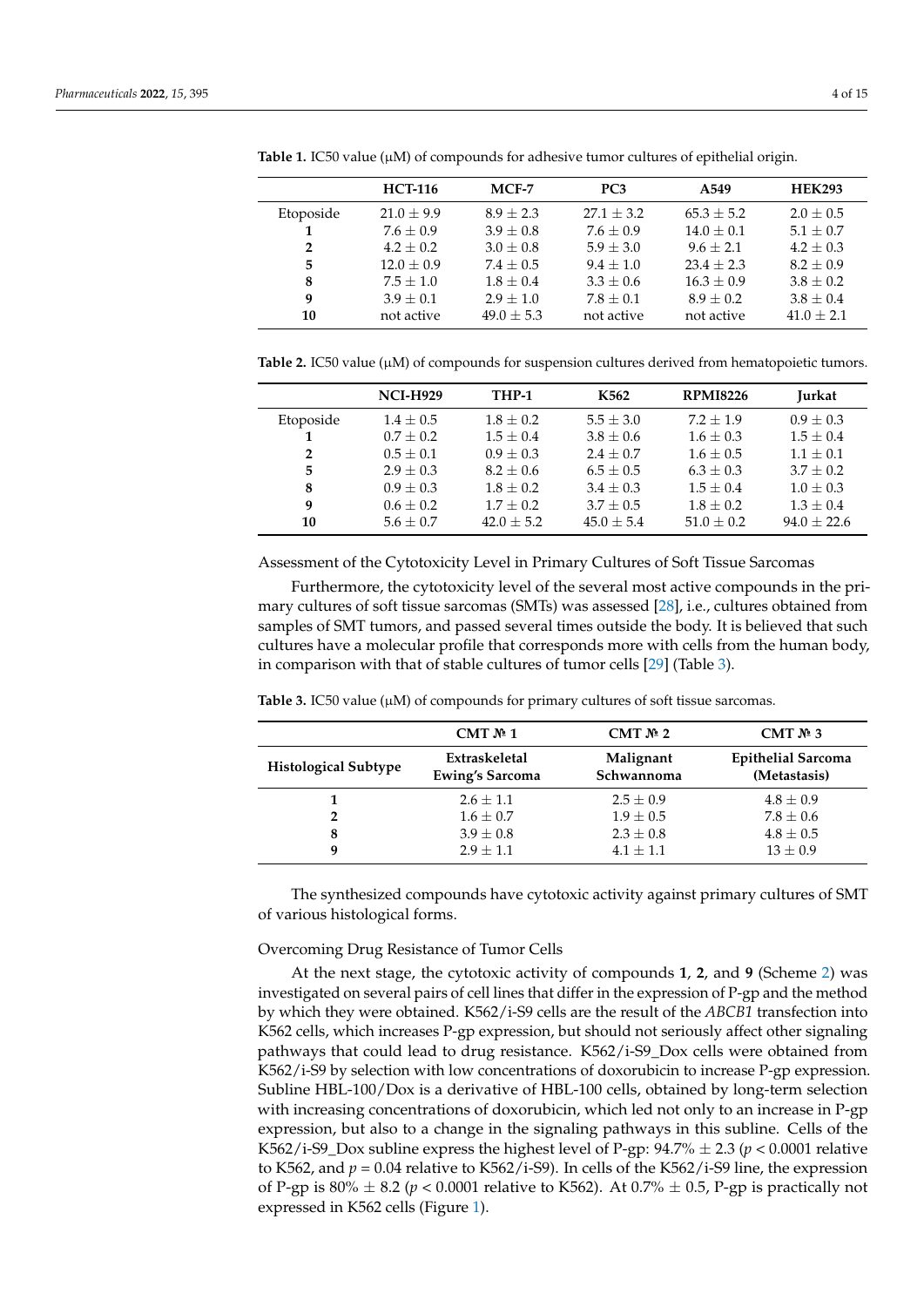**Table 1.** IC50 value (μM) of compounds for adhesive tumor cultures of epithelial origin.

| | HCT-116 | MCF-7 | PC3 | A549 | HEK293 |
|---|---|---|---|---|---|
| Etoposide | 21.0 ± 9.9 | 8.9 ± 2.3 | 27.1 ± 3.2 | 65.3 ± 5.2 | 2.0 ± 0.5 |
| **1** | 7.6 ± 0.9 | 3.9 ± 0.8 | 7.6 ± 0.9 | 14.0 ± 0.1 | 5.1 ± 0.7 |
| **2** | 4.2 ± 0.2 | 3.0 ± 0.8 | 5.9 ± 3.0 | 9.6 ± 2.1 | 4.2 ± 0.3 |
| **5** | 12.0 ± 0.9 | 7.4 ± 0.5 | 9.4 ± 1.0 | 23.4 ± 2.3 | 8.2 ± 0.9 |
| **8** | 7.5 ± 1.0 | 1.8 ± 0.4 | 3.3 ± 0.6 | 16.3 ± 0.9 | 3.8 ± 0.2 |
| **9** | 3.9 ± 0.1 | 2.9 ± 1.0 | 7.8 ± 0.1 | 8.9 ± 0.2 | 3.8 ± 0.4 |
| **10** | not active | 49.0 ± 5.3 | not active | not active | 41.0 ± 2.1 |

**Table 2.** IC50 value (μM) of compounds for suspension cultures derived from hematopoietic tumors.

| | NCI-H929 | THP-1 | K562 | RPMI8226 | Jurkat |
|---|---|---|---|---|---|
| Etoposide | 1.4 ± 0.5 | 1.8 ± 0.2 | 5.5 ± 3.0 | 7.2 ± 1.9 | 0.9 ± 0.3 |
| **1** | 0.7 ± 0.2 | 1.5 ± 0.4 | 3.8 ± 0.6 | 1.6 ± 0.3 | 1.5 ± 0.4 |
| **2** | 0.5 ± 0.1 | 0.9 ± 0.3 | 2.4 ± 0.7 | 1.6 ± 0.5 | 1.1 ± 0.1 |
| **5** | 2.9 ± 0.3 | 8.2 ± 0.6 | 6.5 ± 0.5 | 6.3 ± 0.3 | 3.7 ± 0.2 |
| **8** | 0.9 ± 0.3 | 1.8 ± 0.2 | 3.4 ± 0.3 | 1.5 ± 0.4 | 1.0 ± 0.3 |
| **9** | 0.6 ± 0.2 | 1.7 ± 0.2 | 3.7 ± 0.5 | 1.8 ± 0.2 | 1.3 ± 0.4 |
| **10** | 5.6 ± 0.7 | 42.0 ± 5.2 | 45.0 ± 5.4 | 51.0 ± 0.2 | 94.0 ± 22.6 |

Assessment of the Cytotoxicity Level in Primary Cultures of Soft Tissue Sarcomas

Furthermore, the cytotoxicity level of the several most active compounds in the primary cultures of soft tissue sarcomas (SMTs) was assessed [28], i.e., cultures obtained from samples of SMT tumors, and passed several times outside the body. It is believed that such cultures have a molecular profile that corresponds more with cells from the human body, in comparison with that of stable cultures of tumor cells [29] (Table 3).

**Table 3.** IC50 value (μM) of compounds for primary cultures of soft tissue sarcomas.

| | CMT № 1 | CMT № 2 | CMT № 3 |
|---|---|---|---|
| **Histological Subtype** | **Extraskeletal Ewing's Sarcoma** | **Malignant Schwannoma** | **Epithelial Sarcoma (Metastasis)** |
| **1** | 2.6 ± 1.1 | 2.5 ± 0.9 | 4.8 ± 0.9 |
| **2** | 1.6 ± 0.7 | 1.9 ± 0.5 | 7.8 ± 0.6 |
| **8** | 3.9 ± 0.8 | 2.3 ± 0.8 | 4.8 ± 0.5 |
| **9** | 2.9 ± 1.1 | 4.1 ± 1.1 | 13 ± 0.9 |

The synthesized compounds have cytotoxic activity against primary cultures of SMT of various histological forms.

Overcoming Drug Resistance of Tumor Cells

At the next stage, the cytotoxic activity of compounds **1**, **2**, and **9** (Scheme 2) was investigated on several pairs of cell lines that differ in the expression of P-gp and the method by which they were obtained. K562/i-S9 cells are the result of the *ABCB1* transfection into K562 cells, which increases P-gp expression, but should not seriously affect other signaling pathways that could lead to drug resistance. K562/i-S9_Dox cells were obtained from K562/i-S9 by selection with low concentrations of doxorubicin to increase P-gp expression. Subline HBL-100/Dox is a derivative of HBL-100 cells, obtained by long-term selection with increasing concentrations of doxorubicin, which led not only to an increase in P-gp expression, but also to a change in the signaling pathways in this subline. Cells of the K562/i-S9_Dox subline express the highest level of P-gp: 94.7% ± 2.3 ($p < 0.0001$ relative to K562, and $p = 0.04$ relative to K562/i-S9). In cells of the K562/i-S9 line, the expression of P-gp is 80% ± 8.2 ($p < 0.0001$ relative to K562). At 0.7% ± 0.5, P-gp is practically not expressed in K562 cells (Figure 1).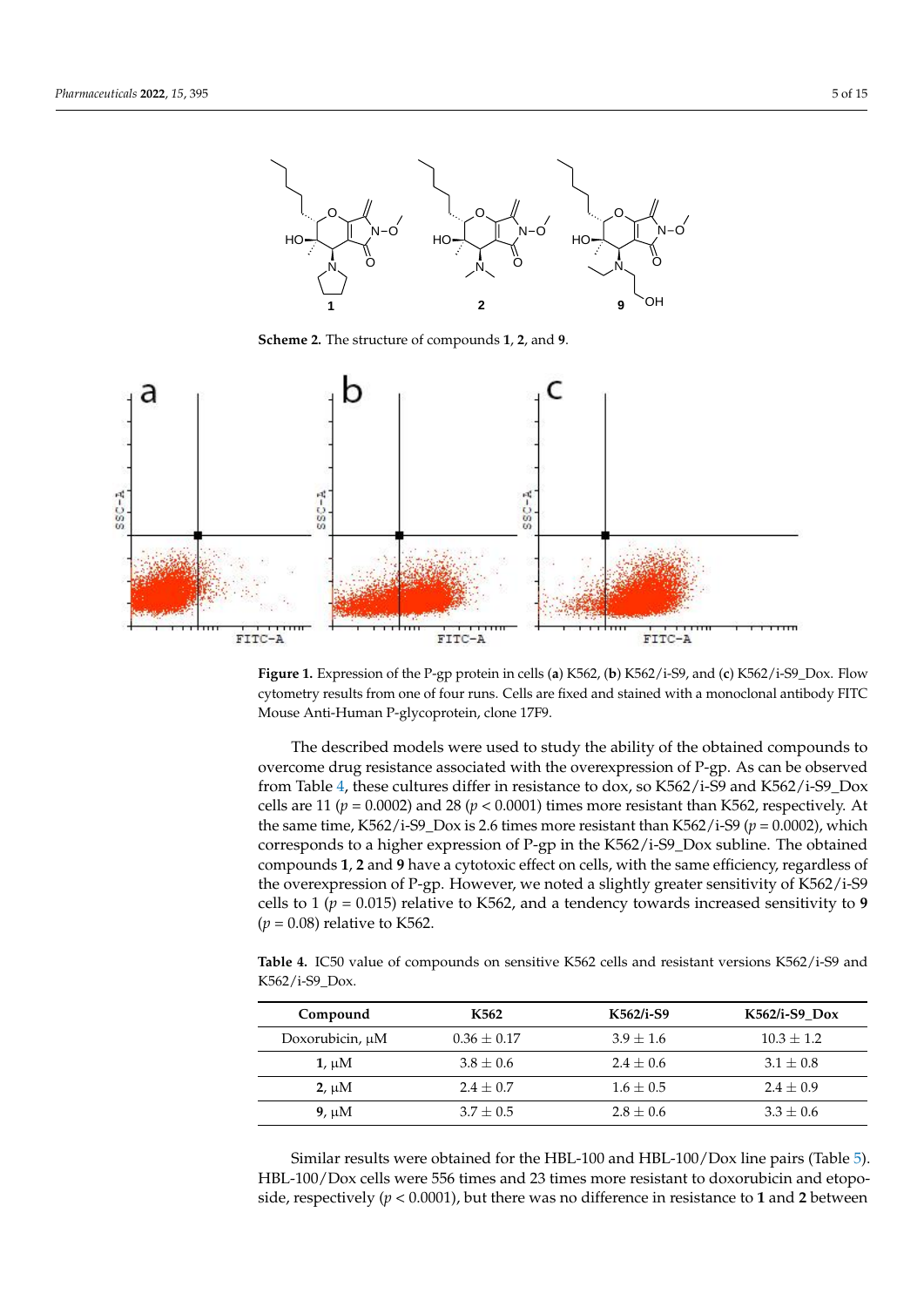**Scheme 2.** The structure of compounds **1**, **2**, and **9**.

**Figure 1.** Expression of the P-gp protein in cells (**a**) K562, (**b**) K562/i-S9, and (**c**) K562/i-S9_Dox. Flow cytometry results from one of four runs. Cells are fixed and stained with a monoclonal antibody FITC Mouse Anti-Human P-glycoprotein, clone 17F9.

The described models were used to study the ability of the obtained compounds to overcome drug resistance associated with the overexpression of P-gp. As can be observed from Table 4, these cultures differ in resistance to dox, so K562/i-S9 and K562/i-S9_Dox cells are 11 ($p = 0.0002$) and 28 ($p < 0.0001$) times more resistant than K562, respectively. At the same time, K562/i-S9_Dox is 2.6 times more resistant than K562/i-S9 ($p = 0.0002$), which corresponds to a higher expression of P-gp in the K562/i-S9_Dox subline. The obtained compounds **1**, **2** and **9** have a cytotoxic effect on cells, with the same efficiency, regardless of the overexpression of P-gp. However, we noted a slightly greater sensitivity of K562/i-S9 cells to 1 ($p = 0.015$) relative to K562, and a tendency towards increased sensitivity to **9** ($p = 0.08$) relative to K562.

**Table 4.** IC50 value of compounds on sensitive K562 cells and resistant versions K562/i-S9 and K562/i-S9_Dox.

| Compound | K562 | K562/i-S9 | K562/i-S9_Dox |
|---|---|---|---|
| Doxorubicin, μM | 0.36 ± 0.17 | 3.9 ± 1.6 | 10.3 ± 1.2 |
| **1**, μM | 3.8 ± 0.6 | 2.4 ± 0.6 | 3.1 ± 0.8 |
| **2**, μM | 2.4 ± 0.7 | 1.6 ± 0.5 | 2.4 ± 0.9 |
| **9**, μM | 3.7 ± 0.5 | 2.8 ± 0.6 | 3.3 ± 0.6 |

Similar results were obtained for the HBL-100 and HBL-100/Dox line pairs (Table 5). HBL-100/Dox cells were 556 times and 23 times more resistant to doxorubicin and etoposide, respectively ($p < 0.0001$), but there was no difference in resistance to **1** and **2** between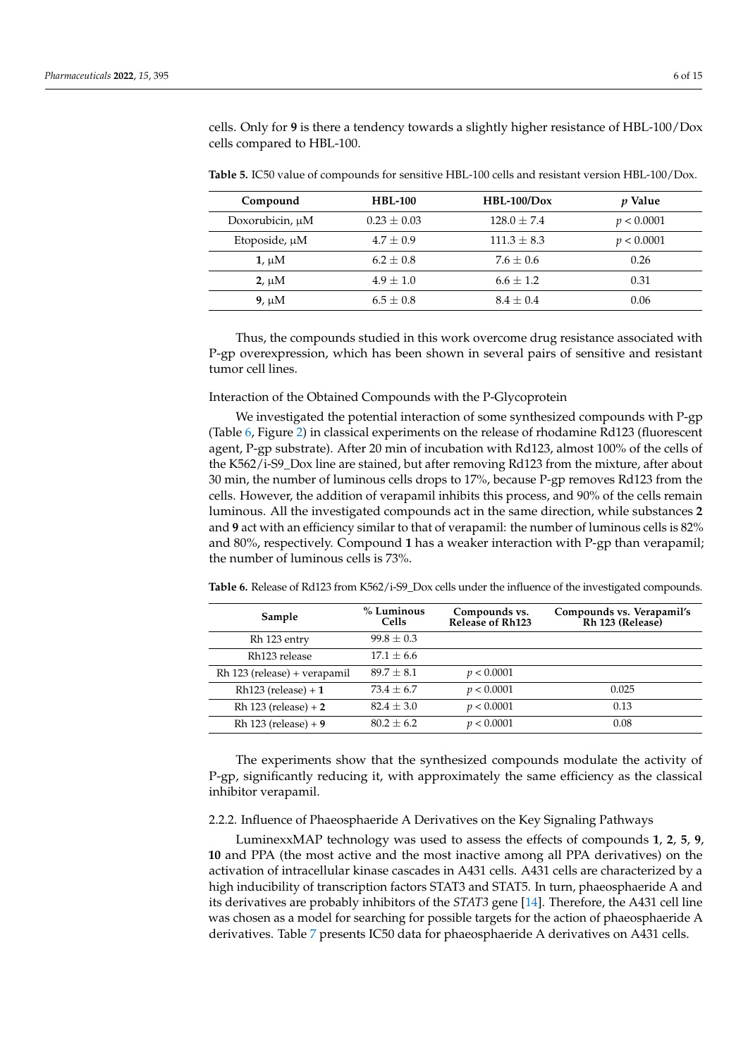cells. Only for **9** is there a tendency towards a slightly higher resistance of HBL-100/Dox cells compared to HBL-100.

**Table 5.** IC50 value of compounds for sensitive HBL-100 cells and resistant version HBL-100/Dox.

| Compound | HBL-100 | HBL-100/Dox | *p* Value |
|---|---|---|---|
| Doxorubicin, μM | $0.23 \pm 0.03$ | $128.0 \pm 7.4$ | $p < 0.0001$ |
| Etoposide, μM | $4.7 \pm 0.9$ | $111.3 \pm 8.3$ | $p < 0.0001$ |
| **1**, μM | $6.2 \pm 0.8$ | $7.6 \pm 0.6$ | 0.26 |
| **2**, μM | $4.9 \pm 1.0$ | $6.6 \pm 1.2$ | 0.31 |
| **9**, μM | $6.5 \pm 0.8$ | $8.4 \pm 0.4$ | 0.06 |

Thus, the compounds studied in this work overcome drug resistance associated with P-gp overexpression, which has been shown in several pairs of sensitive and resistant tumor cell lines.

Interaction of the Obtained Compounds with the P-Glycoprotein

We investigated the potential interaction of some synthesized compounds with P-gp (Table 6, Figure 2) in classical experiments on the release of rhodamine Rd123 (fluorescent agent, P-gp substrate). After 20 min of incubation with Rd123, almost 100% of the cells of the K562/i-S9_Dox line are stained, but after removing Rd123 from the mixture, after about 30 min, the number of luminous cells drops to 17%, because P-gp removes Rd123 from the cells. However, the addition of verapamil inhibits this process, and 90% of the cells remain luminous. All the investigated compounds act in the same direction, while substances **2** and **9** act with an efficiency similar to that of verapamil: the number of luminous cells is 82% and 80%, respectively. Compound **1** has a weaker interaction with P-gp than verapamil; the number of luminous cells is 73%.

**Table 6.** Release of Rd123 from K562/i-S9_Dox cells under the influence of the investigated compounds.

| Sample | % Luminous Cells | Compounds vs. Release of Rh123 | Compounds vs. Verapamil's Rh 123 (Release) |
|---|---|---|---|
| Rh 123 entry | $99.8 \pm 0.3$ | | |
| Rh123 release | $17.1 \pm 6.6$ | | |
| Rh 123 (release) + verapamil | $89.7 \pm 8.1$ | $p < 0.0001$ | |
| Rh123 (release) + **1** | $73.4 \pm 6.7$ | $p < 0.0001$ | 0.025 |
| Rh 123 (release) + **2** | $82.4 \pm 3.0$ | $p < 0.0001$ | 0.13 |
| Rh 123 (release) + **9** | $80.2 \pm 6.2$ | $p < 0.0001$ | 0.08 |

The experiments show that the synthesized compounds modulate the activity of P-gp, significantly reducing it, with approximately the same efficiency as the classical inhibitor verapamil.

### 2.2.2. Influence of Phaeosphaeride A Derivatives on the Key Signaling Pathways

LuminexxMAP technology was used to assess the effects of compounds **1**, **2**, **5**, **9**, **10** and PPA (the most active and the most inactive among all PPA derivatives) on the activation of intracellular kinase cascades in A431 cells. A431 cells are characterized by a high inducibility of transcription factors STAT3 and STAT5. In turn, phaeosphaeride A and its derivatives are probably inhibitors of the *STAT3* gene [14]. Therefore, the A431 cell line was chosen as a model for searching for possible targets for the action of phaeosphaeride A derivatives. Table 7 presents IC50 data for phaeosphaeride A derivatives on A431 cells.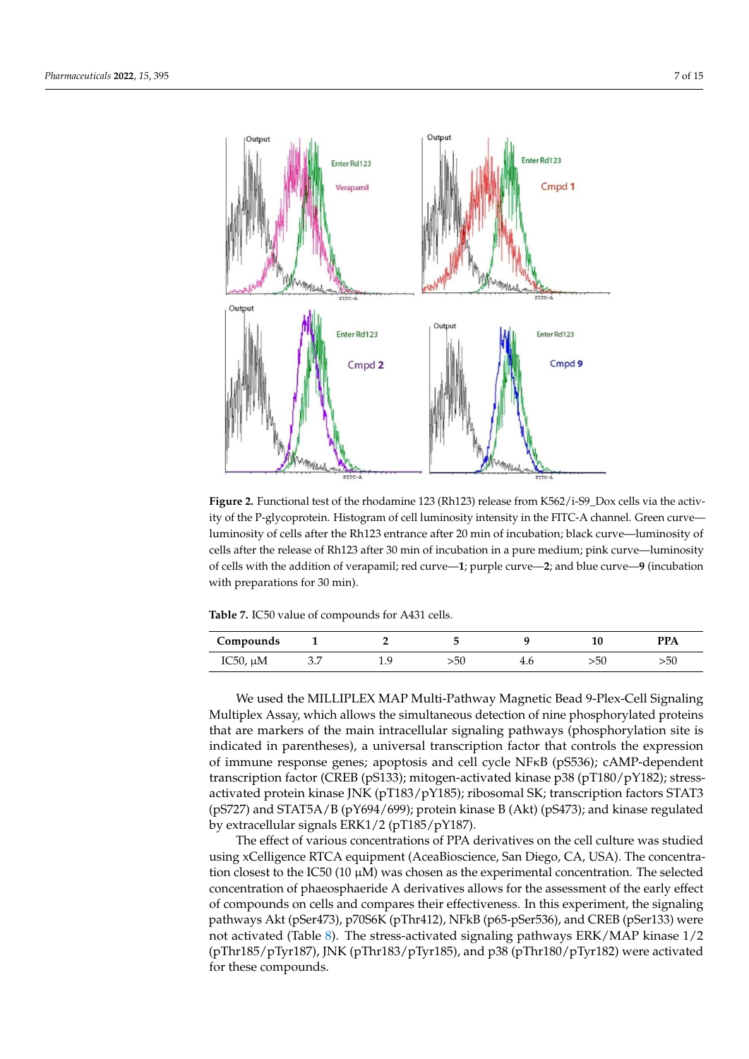**Figure 2.** Functional test of the rhodamine 123 (Rh123) release from K562/i-S9_Dox cells via the activity of the P-glycoprotein. Histogram of cell luminosity intensity in the FITC-A channel. Green curve—luminosity of cells after the Rh123 entrance after 20 min of incubation; black curve—luminosity of cells after the release of Rh123 after 30 min of incubation in a pure medium; pink curve—luminosity of cells with the addition of verapamil; red curve—**1**; purple curve—**2**; and blue curve—**9** (incubation with preparations for 30 min).

**Table 7.** IC50 value of compounds for A431 cells.

| Compounds | 1 | 2 | 5 | 9 | 10 | PPA |
|---|---|---|---|---|---|---|
| IC50, μM | 3.7 | 1.9 | >50 | 4.6 | >50 | >50 |

We used the MILLIPLEX MAP Multi-Pathway Magnetic Bead 9-Plex-Cell Signaling Multiplex Assay, which allows the simultaneous detection of nine phosphorylated proteins that are markers of the main intracellular signaling pathways (phosphorylation site is indicated in parentheses), a universal transcription factor that controls the expression of immune response genes; apoptosis and cell cycle NFκB (pS536); cAMP-dependent transcription factor (CREB (pS133); mitogen-activated kinase p38 (pT180/pY182); stress-activated protein kinase JNK (pT183/pY185); ribosomal SK; transcription factors STAT3 (pS727) and STAT5A/B (pY694/699); protein kinase B (Akt) (pS473); and kinase regulated by extracellular signals ERK1/2 (pT185/pY187).

The effect of various concentrations of PPA derivatives on the cell culture was studied using xCelligence RTCA equipment (AceaBioscience, San Diego, CA, USA). The concentration closest to the IC50 (10 μM) was chosen as the experimental concentration. The selected concentration of phaeosphaeride A derivatives allows for the assessment of the early effect of compounds on cells and compares their effectiveness. In this experiment, the signaling pathways Akt (pSer473), p70S6K (pThr412), NFkB (p65-pSer536), and CREB (pSer133) were not activated (Table 8). The stress-activated signaling pathways ERK/MAP kinase 1/2 (pThr185/pTyr187), JNK (pThr183/pTyr185), and p38 (pThr180/pTyr182) were activated for these compounds.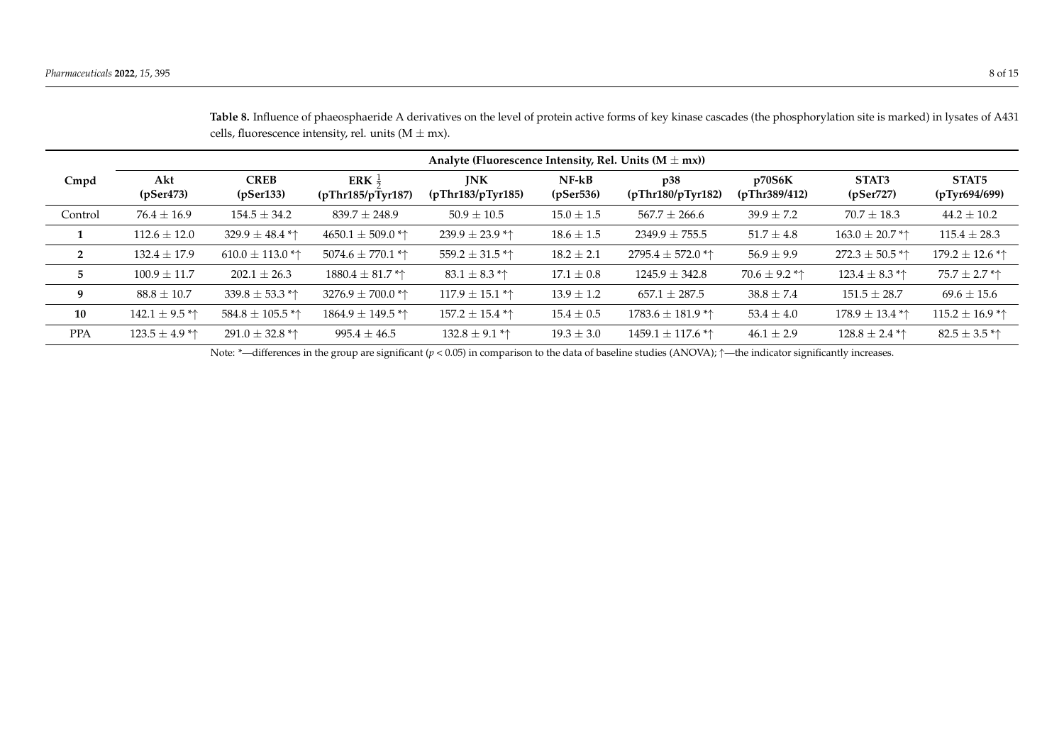**Table 8.** Influence of phaeosphaeride A derivatives on the level of protein active forms of key kinase cascades (the phosphorylation site is marked) in lysates of A431 cells, fluorescence intensity, rel. units (M ± mx).

| Cmpd | Analyte (Fluorescence Intensity, Rel. Units (M ± mx)) | | | | | | | | |
|---|---|---|---|---|---|---|---|---|---|
| | **Akt (pSer473)** | **CREB (pSer133)** | **ERK $\frac{1}{2}$ (pThr185/pTyr187)** | **JNK (pThr183/pTyr185)** | **NF-kB (pSer536)** | **p38 (pThr180/pTyr182)** | **p70S6K (pThr389/412)** | **STAT3 (pSer727)** | **STAT5 (pTyr694/699)** |
| Control | 76.4 ± 16.9 | 154.5 ± 34.2 | 839.7 ± 248.9 | 50.9 ± 10.5 | 15.0 ± 1.5 | 567.7 ± 266.6 | 39.9 ± 7.2 | 70.7 ± 18.3 | 44.2 ± 10.2 |
| **1** | 112.6 ± 12.0 | 329.9 ± 48.4 *↑ | 4650.1 ± 509.0 *↑ | 239.9 ± 23.9 *↑ | 18.6 ± 1.5 | 2349.9 ± 755.5 | 51.7 ± 4.8 | 163.0 ± 20.7 *↑ | 115.4 ± 28.3 |
| **2** | 132.4 ± 17.9 | 610.0 ± 113.0 *↑ | 5074.6 ± 770.1 *↑ | 559.2 ± 31.5 *↑ | 18.2 ± 2.1 | 2795.4 ± 572.0 *↑ | 56.9 ± 9.9 | 272.3 ± 50.5 *↑ | 179.2 ± 12.6 *↑ |
| **5** | 100.9 ± 11.7 | 202.1 ± 26.3 | 1880.4 ± 81.7 *↑ | 83.1 ± 8.3 *↑ | 17.1 ± 0.8 | 1245.9 ± 342.8 | 70.6 ± 9.2 *↑ | 123.4 ± 8.3 *↑ | 75.7 ± 2.7 *↑ |
| **9** | 88.8 ± 10.7 | 339.8 ± 53.3 *↑ | 3276.9 ± 700.0 *↑ | 117.9 ± 15.1 *↑ | 13.9 ± 1.2 | 657.1 ± 287.5 | 38.8 ± 7.4 | 151.5 ± 28.7 | 69.6 ± 15.6 |
| **10** | 142.1 ± 9.5 *↑ | 584.8 ± 105.5 *↑ | 1864.9 ± 149.5 *↑ | 157.2 ± 15.4 *↑ | 15.4 ± 0.5 | 1783.6 ± 181.9 *↑ | 53.4 ± 4.0 | 178.9 ± 13.4 *↑ | 115.2 ± 16.9 *↑ |
| PPA | 123.5 ± 4.9 *↑ | 291.0 ± 32.8 *↑ | 995.4 ± 46.5 | 132.8 ± 9.1 *↑ | 19.3 ± 3.0 | 1459.1 ± 117.6 *↑ | 46.1 ± 2.9 | 128.8 ± 2.4 *↑ | 82.5 ± 3.5 *↑ |

Note: *—differences in the group are significant ($p < 0.05$) in comparison to the data of baseline studies (ANOVA); ↑—the indicator significantly increases.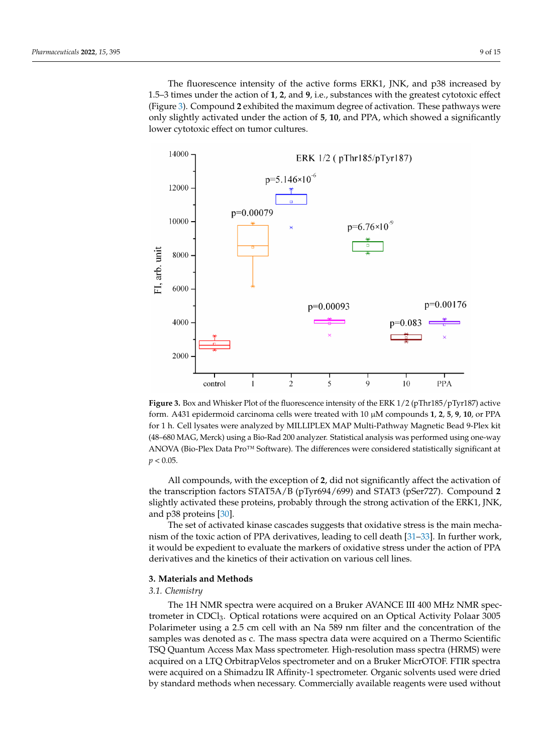The fluorescence intensity of the active forms ERK1, JNK, and p38 increased by 1.5–3 times under the action of **1**, **2**, and **9**, i.e., substances with the greatest cytotoxic effect (Figure 3). Compound **2** exhibited the maximum degree of activation. These pathways were only slightly activated under the action of **5**, **10**, and PPA, which showed a significantly lower cytotoxic effect on tumor cultures.

**Figure 3.** Box and Whisker Plot of the fluorescence intensity of the ERK 1/2 (pThr185/pTyr187) active form. A431 epidermoid carcinoma cells were treated with 10 μM compounds **1**, **2**, **5**, **9**, **10**, or PPA for 1 h. Cell lysates were analyzed by MILLIPLEX MAP Multi-Pathway Magnetic Bead 9-Plex kit (48–680 MAG, Merck) using a Bio-Rad 200 analyzer. Statistical analysis was performed using one-way ANOVA (Bio-Plex Data Pro™ Software). The differences were considered statistically significant at $p < 0.05$.

All compounds, with the exception of **2**, did not significantly affect the activation of the transcription factors STAT5A/B (pTyr694/699) and STAT3 (pSer727). Compound **2** slightly activated these proteins, probably through the strong activation of the ERK1, JNK, and p38 proteins [30].

The set of activated kinase cascades suggests that oxidative stress is the main mechanism of the toxic action of PPA derivatives, leading to cell death [31–33]. In further work, it would be expedient to evaluate the markers of oxidative stress under the action of PPA derivatives and the kinetics of their activation on various cell lines.

## 3. Materials and Methods

### *3.1. Chemistry*

The 1H NMR spectra were acquired on a Bruker AVANCE III 400 MHz NMR spectrometer in $CDCl_3$. Optical rotations were acquired on an Optical Activity Polaar 3005 Polarimeter using a 2.5 cm cell with an Na 589 nm filter and the concentration of the samples was denoted as c. The mass spectra data were acquired on a Thermo Scientific TSQ Quantum Access Max Mass spectrometer. High-resolution mass spectra (HRMS) were acquired on a LTQ OrbitrapVelos spectrometer and on a Bruker MicrOTOF. FTIR spectra were acquired on a Shimadzu IR Affinity-1 spectrometer. Organic solvents used were dried by standard methods when necessary. Commercially available reagents were used without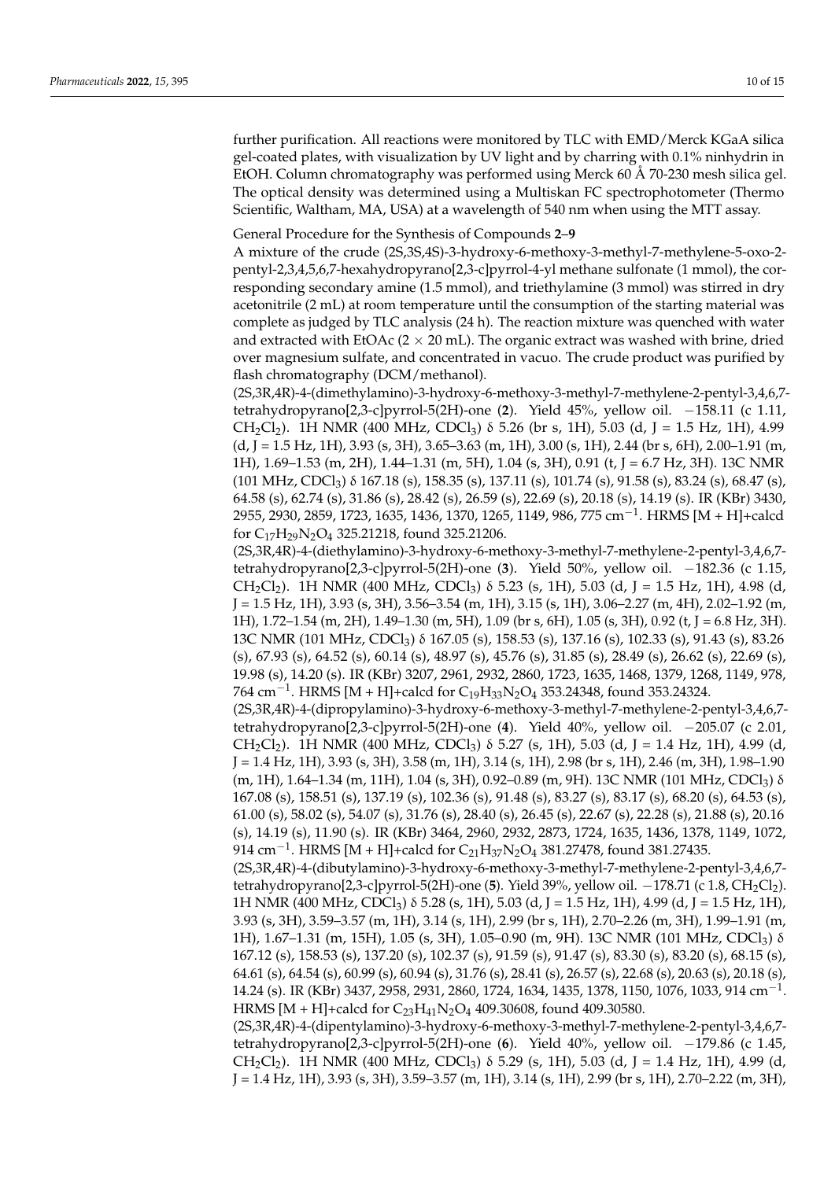further purification. All reactions were monitored by TLC with EMD/Merck KGaA silica gel-coated plates, with visualization by UV light and by charring with 0.1% ninhydrin in EtOH. Column chromatography was performed using Merck 60 Å 70-230 mesh silica gel. The optical density was determined using a Multiskan FC spectrophotometer (Thermo Scientific, Waltham, MA, USA) at a wavelength of 540 nm when using the MTT assay.

General Procedure for the Synthesis of Compounds **2**–**9**

A mixture of the crude (2S,3S,4S)-3-hydroxy-6-methoxy-3-methyl-7-methylene-5-oxo-2-pentyl-2,3,4,5,6,7-hexahydropyrano[2,3-c]pyrrol-4-yl methane sulfonate (1 mmol), the corresponding secondary amine (1.5 mmol), and triethylamine (3 mmol) was stirred in dry acetonitrile (2 mL) at room temperature until the consumption of the starting material was complete as judged by TLC analysis (24 h). The reaction mixture was quenched with water and extracted with EtOAc (2 × 20 mL). The organic extract was washed with brine, dried over magnesium sulfate, and concentrated in vacuo. The crude product was purified by flash chromatography (DCM/methanol).

(2S,3R,4R)-4-(dimethylamino)-3-hydroxy-6-methoxy-3-methyl-7-methylene-2-pentyl-3,4,6,7-tetrahydropyrano[2,3-c]pyrrol-5(2H)-one (**2**). Yield 45%, yellow oil. −158.11 (c 1.11, $CH_2Cl_2$). 1H NMR (400 MHz, $CDCl_3$) δ 5.26 (br s, 1H), 5.03 (d, J = 1.5 Hz, 1H), 4.99 (d, J = 1.5 Hz, 1H), 3.93 (s, 3H), 3.65–3.63 (m, 1H), 3.00 (s, 1H), 2.44 (br s, 6H), 2.00–1.91 (m, 1H), 1.69–1.53 (m, 2H), 1.44–1.31 (m, 5H), 1.04 (s, 3H), 0.91 (t, J = 6.7 Hz, 3H). 13C NMR (101 MHz, $CDCl_3$) δ 167.18 (s), 158.35 (s), 137.11 (s), 101.74 (s), 91.58 (s), 83.24 (s), 68.47 (s), 64.58 (s), 62.74 (s), 31.86 (s), 28.42 (s), 26.59 (s), 22.69 (s), 20.18 (s), 14.19 (s). IR (KBr) 3430, 2955, 2930, 2859, 1723, 1635, 1436, 1370, 1265, 1149, 986, 775 $cm^{-1}$. HRMS [M + H]+calcd for $C_{17}H_{29}N_2O_4$ 325.21218, found 325.21206.

(2S,3R,4R)-4-(diethylamino)-3-hydroxy-6-methoxy-3-methyl-7-methylene-2-pentyl-3,4,6,7-tetrahydropyrano[2,3-c]pyrrol-5(2H)-one (**3**). Yield 50%, yellow oil. −182.36 (c 1.15, $CH_2Cl_2$). 1H NMR (400 MHz, $CDCl_3$) δ 5.23 (s, 1H), 5.03 (d, J = 1.5 Hz, 1H), 4.98 (d, J = 1.5 Hz, 1H), 3.93 (s, 3H), 3.56–3.54 (m, 1H), 3.15 (s, 1H), 3.06–2.27 (m, 4H), 2.02–1.92 (m, 1H), 1.72–1.54 (m, 2H), 1.49–1.30 (m, 5H), 1.09 (br s, 6H), 1.05 (s, 3H), 0.92 (t, J = 6.8 Hz, 3H). 13C NMR (101 MHz, $CDCl_3$) δ 167.05 (s), 158.53 (s), 137.16 (s), 102.33 (s), 91.43 (s), 83.26 (s), 67.93 (s), 64.52 (s), 60.14 (s), 48.97 (s), 45.76 (s), 31.85 (s), 28.49 (s), 26.62 (s), 22.69 (s), 19.98 (s), 14.20 (s). IR (KBr) 3207, 2961, 2932, 2860, 1723, 1635, 1468, 1379, 1268, 1149, 978, 764 $cm^{-1}$. HRMS [M + H]+calcd for $C_{19}H_{33}N_2O_4$ 353.24348, found 353.24324.

(2S,3R,4R)-4-(dipropylamino)-3-hydroxy-6-methoxy-3-methyl-7-methylene-2-pentyl-3,4,6,7-tetrahydropyrano[2,3-c]pyrrol-5(2H)-one (**4**). Yield 40%, yellow oil. −205.07 (c 2.01, $CH_2Cl_2$). 1H NMR (400 MHz, $CDCl_3$) δ 5.27 (s, 1H), 5.03 (d, J = 1.4 Hz, 1H), 4.99 (d, J = 1.4 Hz, 1H), 3.93 (s, 3H), 3.58 (m, 1H), 3.14 (s, 1H), 2.98 (br s, 1H), 2.46 (m, 3H), 1.98–1.90 (m, 1H), 1.64–1.34 (m, 11H), 1.04 (s, 3H), 0.92–0.89 (m, 9H). 13C NMR (101 MHz, $CDCl_3$) δ 167.08 (s), 158.51 (s), 137.19 (s), 102.36 (s), 91.48 (s), 83.27 (s), 83.17 (s), 68.20 (s), 64.53 (s), 61.00 (s), 58.02 (s), 54.07 (s), 31.76 (s), 28.40 (s), 26.45 (s), 22.67 (s), 22.28 (s), 21.88 (s), 20.16 (s), 14.19 (s), 11.90 (s). IR (KBr) 3464, 2960, 2932, 2873, 1724, 1635, 1436, 1378, 1149, 1072, 914 $cm^{-1}$. HRMS [M + H]+calcd for $C_{21}H_{37}N_2O_4$ 381.27478, found 381.27435.

(2S,3R,4R)-4-(dibutylamino)-3-hydroxy-6-methoxy-3-methyl-7-methylene-2-pentyl-3,4,6,7-tetrahydropyrano[2,3-c]pyrrol-5(2H)-one (**5**). Yield 39%, yellow oil. −178.71 (c 1.8, $CH_2Cl_2$). 1H NMR (400 MHz, $CDCl_3$) δ 5.28 (s, 1H), 5.03 (d, J = 1.5 Hz, 1H), 4.99 (d, J = 1.5 Hz, 1H), 3.93 (s, 3H), 3.59–3.57 (m, 1H), 3.14 (s, 1H), 2.99 (br s, 1H), 2.70–2.26 (m, 3H), 1.99–1.91 (m, 1H), 1.67–1.31 (m, 15H), 1.05 (s, 3H), 1.05–0.90 (m, 9H). 13C NMR (101 MHz, $CDCl_3$) δ 167.12 (s), 158.53 (s), 137.20 (s), 102.37 (s), 91.59 (s), 91.47 (s), 83.30 (s), 83.20 (s), 68.15 (s), 64.61 (s), 64.54 (s), 60.99 (s), 60.94 (s), 31.76 (s), 28.41 (s), 26.57 (s), 22.68 (s), 20.63 (s), 20.18 (s), 14.24 (s). IR (KBr) 3437, 2958, 2931, 2860, 1724, 1634, 1435, 1378, 1150, 1076, 1033, 914 $cm^{-1}$. HRMS [M + H]+calcd for $C_{23}H_{41}N_2O_4$ 409.30608, found 409.30580.

(2S,3R,4R)-4-(dipentylamino)-3-hydroxy-6-methoxy-3-methyl-7-methylene-2-pentyl-3,4,6,7-tetrahydropyrano[2,3-c]pyrrol-5(2H)-one (**6**). Yield 40%, yellow oil. −179.86 (c 1.45, $CH_2Cl_2$). 1H NMR (400 MHz, $CDCl_3$) δ 5.29 (s, 1H), 5.03 (d, J = 1.4 Hz, 1H), 4.99 (d, J = 1.4 Hz, 1H), 3.93 (s, 3H), 3.59–3.57 (m, 1H), 3.14 (s, 1H), 2.99 (br s, 1H), 2.70–2.22 (m, 3H),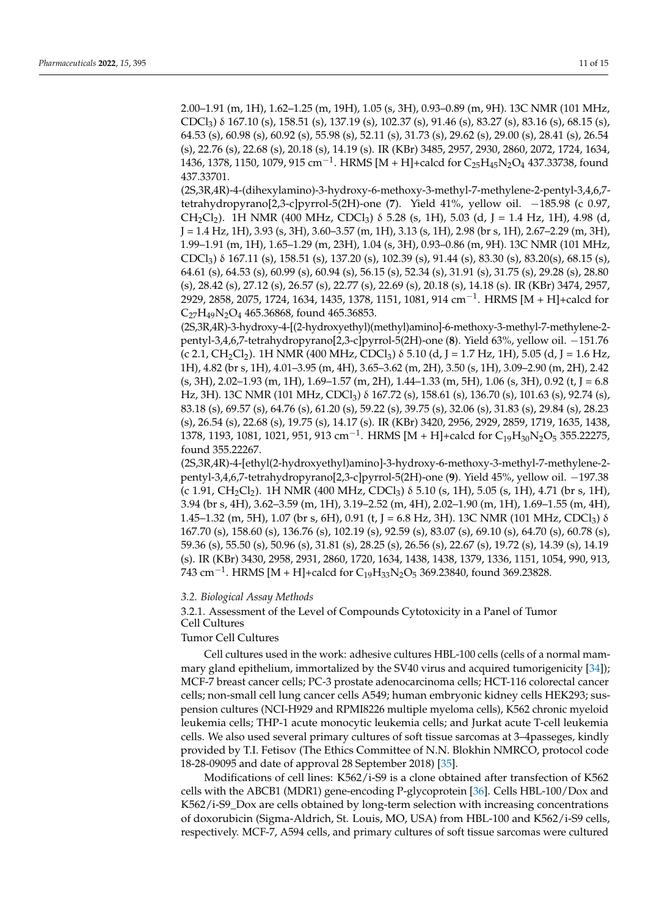2.00–1.91 (m, 1H), 1.62–1.25 (m, 19H), 1.05 (s, 3H), 0.93–0.89 (m, 9H). 13C NMR (101 MHz, $CDCl_3$) δ 167.10 (s), 158.51 (s), 137.19 (s), 102.37 (s), 91.46 (s), 83.27 (s), 83.16 (s), 68.15 (s), 64.53 (s), 60.98 (s), 60.92 (s), 55.98 (s), 52.11 (s), 31.73 (s), 29.62 (s), 29.00 (s), 28.41 (s), 26.54 (s), 22.76 (s), 22.68 (s), 20.18 (s), 14.19 (s). IR (KBr) 3485, 2957, 2930, 2860, 2072, 1724, 1634, 1436, 1378, 1150, 1079, 915 $cm^{-1}$. HRMS [M + H]+calcd for $C_{25}H_{45}N_2O_4$ 437.33738, found 437.33701.

(2S,3R,4R)-4-(dihexylamino)-3-hydroxy-6-methoxy-3-methyl-7-methylene-2-pentyl-3,4,6,7-tetrahydropyrano[2,3-c]pyrrol-5(2H)-one (**7**). Yield 41%, yellow oil. −185.98 (c 0.97, $CH_2Cl_2$). 1H NMR (400 MHz, $CDCl_3$) δ 5.28 (s, 1H), 5.03 (d, J = 1.4 Hz, 1H), 4.98 (d, J = 1.4 Hz, 1H), 3.93 (s, 3H), 3.60–3.57 (m, 1H), 3.13 (s, 1H), 2.98 (br s, 1H), 2.67–2.29 (m, 3H), 1.99–1.91 (m, 1H), 1.65–1.29 (m, 23H), 1.04 (s, 3H), 0.93–0.86 (m, 9H). 13C NMR (101 MHz, $CDCl_3$) δ 167.11 (s), 158.51 (s), 137.20 (s), 102.39 (s), 91.44 (s), 83.30 (s), 83.20(s), 68.15 (s), 64.61 (s), 64.53 (s), 60.99 (s), 60.94 (s), 56.15 (s), 52.34 (s), 31.91 (s), 31.75 (s), 29.28 (s), 28.80 (s), 28.42 (s), 27.12 (s), 26.57 (s), 22.77 (s), 22.69 (s), 20.18 (s), 14.18 (s). IR (KBr) 3474, 2957, 2929, 2858, 2075, 1724, 1634, 1435, 1378, 1151, 1081, 914 $cm^{-1}$. HRMS [M + H]+calcd for $C_{27}H_{49}N_2O_4$ 465.36868, found 465.36853.

(2S,3R,4R)-3-hydroxy-4-[(2-hydroxyethyl)(methyl)amino]-6-methoxy-3-methyl-7-methylene-2-pentyl-3,4,6,7-tetrahydropyrano[2,3-c]pyrrol-5(2H)-one (**8**). Yield 63%, yellow oil. −151.76 (c 2.1, $CH_2Cl_2$). 1H NMR (400 MHz, $CDCl_3$) δ 5.10 (d, J = 1.7 Hz, 1H), 5.05 (d, J = 1.6 Hz, 1H), 4.82 (br s, 1H), 4.01–3.95 (m, 4H), 3.65–3.62 (m, 2H), 3.50 (s, 1H), 3.09–2.90 (m, 2H), 2.42 (s, 3H), 2.02–1.93 (m, 1H), 1.69–1.57 (m, 2H), 1.44–1.33 (m, 5H), 1.06 (s, 3H), 0.92 (t, J = 6.8 Hz, 3H). 13C NMR (101 MHz, $CDCl_3$) δ 167.72 (s), 158.61 (s), 136.70 (s), 101.63 (s), 92.74 (s), 83.18 (s), 69.57 (s), 64.76 (s), 61.20 (s), 59.22 (s), 39.75 (s), 32.06 (s), 31.83 (s), 29.84 (s), 28.23 (s), 26.54 (s), 22.68 (s), 19.75 (s), 14.17 (s). IR (KBr) 3420, 2956, 2929, 2859, 1719, 1635, 1438, 1378, 1193, 1081, 1021, 951, 913 $cm^{-1}$. HRMS [M + H]+calcd for $C_{19}H_{30}N_2O_5$ 355.22275, found 355.22267.

(2S,3R,4R)-4-[ethyl(2-hydroxyethyl)amino]-3-hydroxy-6-methoxy-3-methyl-7-methylene-2-pentyl-3,4,6,7-tetrahydropyrano[2,3-c]pyrrol-5(2H)-one (**9**). Yield 45%, yellow oil. −197.38 (c 1.91, $CH_2Cl_2$). 1H NMR (400 MHz, $CDCl_3$) δ 5.10 (s, 1H), 5.05 (s, 1H), 4.71 (br s, 1H), 3.94 (br s, 4H), 3.62–3.59 (m, 1H), 3.19–2.52 (m, 4H), 2.02–1.90 (m, 1H), 1.69–1.55 (m, 4H), 1.45–1.32 (m, 5H), 1.07 (br s, 6H), 0.91 (t, J = 6.8 Hz, 3H). 13C NMR (101 MHz, $CDCl_3$) δ 167.70 (s), 158.60 (s), 136.76 (s), 102.19 (s), 92.59 (s), 83.07 (s), 69.10 (s), 64.70 (s), 60.78 (s), 59.36 (s), 55.50 (s), 50.96 (s), 31.81 (s), 28.25 (s), 26.56 (s), 22.67 (s), 19.72 (s), 14.39 (s), 14.19 (s). IR (KBr) 3430, 2958, 2931, 2860, 1720, 1634, 1438, 1438, 1379, 1336, 1151, 1054, 990, 913, 743 $cm^{-1}$. HRMS [M + H]+calcd for $C_{19}H_{33}N_2O_5$ 369.23840, found 369.23828.

### *3.2. Biological Assay Methods*

#### 3.2.1. Assessment of the Level of Compounds Cytotoxicity in a Panel of Tumor Cell Cultures

Tumor Cell Cultures

Cell cultures used in the work: adhesive cultures HBL-100 cells (cells of a normal mammary gland epithelium, immortalized by the SV40 virus and acquired tumorigenicity [34]); MCF-7 breast cancer cells; PC-3 prostate adenocarcinoma cells; HCT-116 colorectal cancer cells; non-small cell lung cancer cells A549; human embryonic kidney cells HEK293; suspension cultures (NCI-H929 and RPMI8226 multiple myeloma cells), K562 chronic myeloid leukemia cells; THP-1 acute monocytic leukemia cells; and Jurkat acute T-cell leukemia cells. We also used several primary cultures of soft tissue sarcomas at 3–4passeges, kindly provided by T.I. Fetisov (The Ethics Committee of N.N. Blokhin NMRCO, protocol code 18-28-09095 and date of approval 28 September 2018) [35].

Modifications of cell lines: K562/i-S9 is a clone obtained after transfection of K562 cells with the ABCB1 (MDR1) gene-encoding P-glycoprotein [36]. Cells HBL-100/Dox and K562/i-S9_Dox are cells obtained by long-term selection with increasing concentrations of doxorubicin (Sigma-Aldrich, St. Louis, MO, USA) from HBL-100 and K562/i-S9 cells, respectively. MCF-7, A594 cells, and primary cultures of soft tissue sarcomas were cultured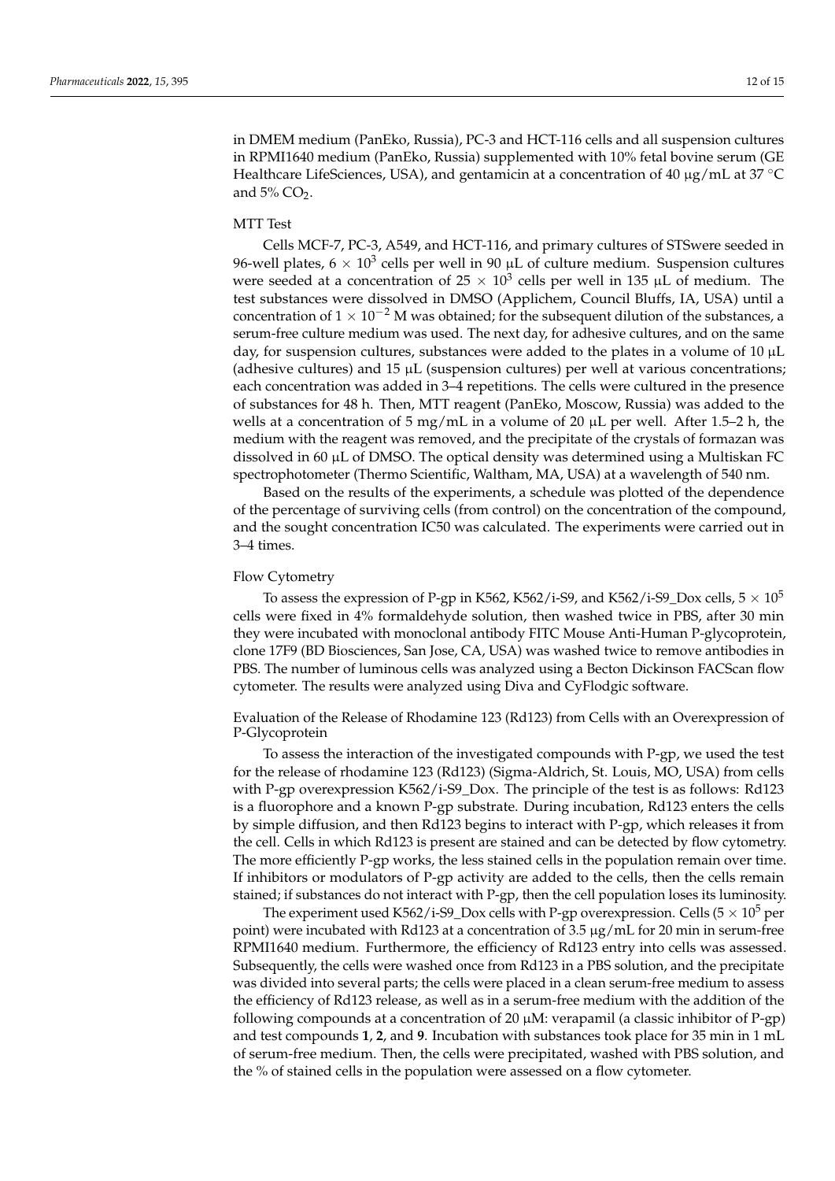in DMEM medium (PanEko, Russia), PC-3 and HCT-116 cells and all suspension cultures in RPMI1640 medium (PanEko, Russia) supplemented with 10% fetal bovine serum (GE Healthcare LifeSciences, USA), and gentamicin at a concentration of 40 μg/mL at 37 °C and 5% $CO_2$.

#### MTT Test

Cells MCF-7, PC-3, A549, and HCT-116, and primary cultures of STSwere seeded in 96-well plates, $6 \times 10^3$ cells per well in 90 μL of culture medium. Suspension cultures were seeded at a concentration of $25 \times 10^3$ cells per well in 135 μL of medium. The test substances were dissolved in DMSO (Applichem, Council Bluffs, IA, USA) until a concentration of $1 \times 10^{-2}$ M was obtained; for the subsequent dilution of the substances, a serum-free culture medium was used. The next day, for adhesive cultures, and on the same day, for suspension cultures, substances were added to the plates in a volume of 10 μL (adhesive cultures) and 15 μL (suspension cultures) per well at various concentrations; each concentration was added in 3–4 repetitions. The cells were cultured in the presence of substances for 48 h. Then, MTT reagent (PanEko, Moscow, Russia) was added to the wells at a concentration of 5 mg/mL in a volume of 20 μL per well. After 1.5–2 h, the medium with the reagent was removed, and the precipitate of the crystals of formazan was dissolved in 60 μL of DMSO. The optical density was determined using a Multiskan FC spectrophotometer (Thermo Scientific, Waltham, MA, USA) at a wavelength of 540 nm.

Based on the results of the experiments, a schedule was plotted of the dependence of the percentage of surviving cells (from control) on the concentration of the compound, and the sought concentration IC50 was calculated. The experiments were carried out in 3–4 times.

#### Flow Cytometry

To assess the expression of P-gp in K562, K562/i-S9, and K562/i-S9_Dox cells, $5 \times 10^5$ cells were fixed in 4% formaldehyde solution, then washed twice in PBS, after 30 min they were incubated with monoclonal antibody FITC Mouse Anti-Human P-glycoprotein, clone 17F9 (BD Biosciences, San Jose, CA, USA) was washed twice to remove antibodies in PBS. The number of luminous cells was analyzed using a Becton Dickinson FACScan flow cytometer. The results were analyzed using Diva and CyFlodgic software.

#### Evaluation of the Release of Rhodamine 123 (Rd123) from Cells with an Overexpression of P-Glycoprotein

To assess the interaction of the investigated compounds with P-gp, we used the test for the release of rhodamine 123 (Rd123) (Sigma-Aldrich, St. Louis, MO, USA) from cells with P-gp overexpression K562/i-S9_Dox. The principle of the test is as follows: Rd123 is a fluorophore and a known P-gp substrate. During incubation, Rd123 enters the cells by simple diffusion, and then Rd123 begins to interact with P-gp, which releases it from the cell. Cells in which Rd123 is present are stained and can be detected by flow cytometry. The more efficiently P-gp works, the less stained cells in the population remain over time. If inhibitors or modulators of P-gp activity are added to the cells, then the cells remain stained; if substances do not interact with P-gp, then the cell population loses its luminosity.

The experiment used K562/i-S9_Dox cells with P-gp overexpression. Cells ($5 \times 10^5$ per point) were incubated with Rd123 at a concentration of 3.5 μg/mL for 20 min in serum-free RPMI1640 medium. Furthermore, the efficiency of Rd123 entry into cells was assessed. Subsequently, the cells were washed once from Rd123 in a PBS solution, and the precipitate was divided into several parts; the cells were placed in a clean serum-free medium to assess the efficiency of Rd123 release, as well as in a serum-free medium with the addition of the following compounds at a concentration of 20 μM: verapamil (a classic inhibitor of P-gp) and test compounds **1**, **2**, and **9**. Incubation with substances took place for 35 min in 1 mL of serum-free medium. Then, the cells were precipitated, washed with PBS solution, and the % of stained cells in the population were assessed on a flow cytometer.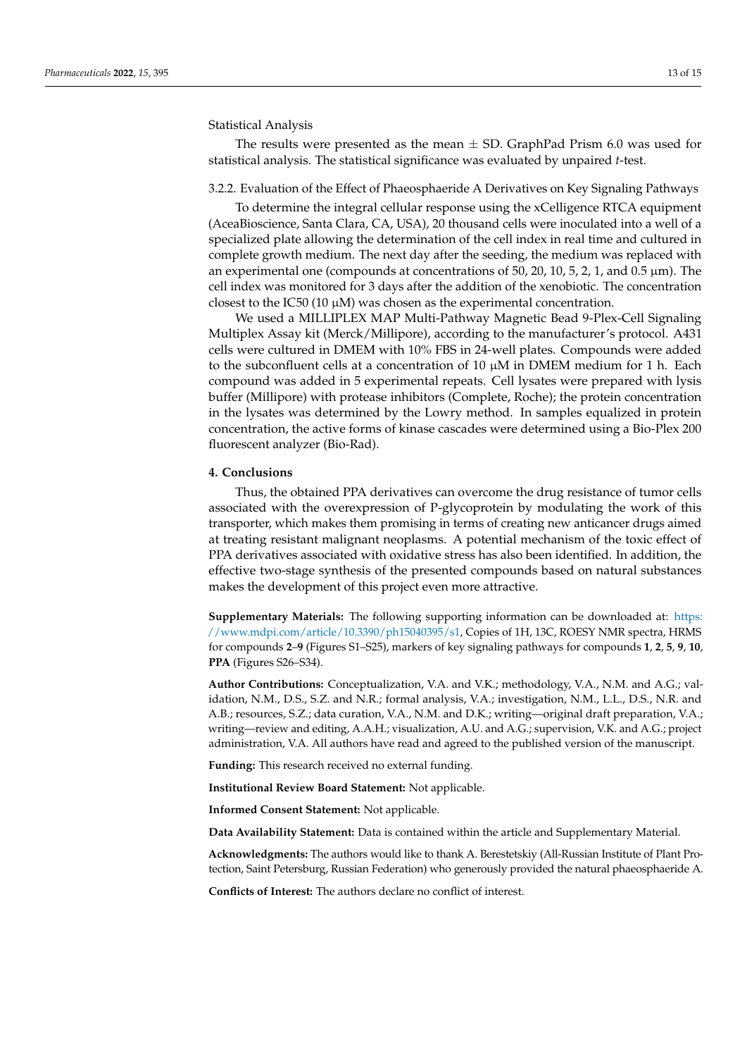Statistical Analysis

The results were presented as the mean ± SD. GraphPad Prism 6.0 was used for statistical analysis. The statistical significance was evaluated by unpaired *t*-test.

3.2.2. Evaluation of the Effect of Phaeosphaeride A Derivatives on Key Signaling Pathways

To determine the integral cellular response using the xCelligence RTCA equipment (AceaBioscience, Santa Clara, CA, USA), 20 thousand cells were inoculated into a well of a specialized plate allowing the determination of the cell index in real time and cultured in complete growth medium. The next day after the seeding, the medium was replaced with an experimental one (compounds at concentrations of 50, 20, 10, 5, 2, 1, and 0.5 µm). The cell index was monitored for 3 days after the addition of the xenobiotic. The concentration closest to the IC50 (10 µM) was chosen as the experimental concentration.

We used a MILLIPLEX MAP Multi-Pathway Magnetic Bead 9-Plex-Cell Signaling Multiplex Assay kit (Merck/Millipore), according to the manufacturer's protocol. A431 cells were cultured in DMEM with 10% FBS in 24-well plates. Compounds were added to the subconfluent cells at a concentration of 10 µM in DMEM medium for 1 h. Each compound was added in 5 experimental repeats. Cell lysates were prepared with lysis buffer (Millipore) with protease inhibitors (Complete, Roche); the protein concentration in the lysates was determined by the Lowry method. In samples equalized in protein concentration, the active forms of kinase cascades were determined using a Bio-Plex 200 fluorescent analyzer (Bio-Rad).

## 4. Conclusions

Thus, the obtained PPA derivatives can overcome the drug resistance of tumor cells associated with the overexpression of P-glycoprotein by modulating the work of this transporter, which makes them promising in terms of creating new anticancer drugs aimed at treating resistant malignant neoplasms. A potential mechanism of the toxic effect of PPA derivatives associated with oxidative stress has also been identified. In addition, the effective two-stage synthesis of the presented compounds based on natural substances makes the development of this project even more attractive.

**Supplementary Materials:** The following supporting information can be downloaded at: https://www.mdpi.com/article/10.3390/ph15040395/s1, Copies of 1H, 13C, ROESY NMR spectra, HRMS for compounds **2**–**9** (Figures S1–S25), markers of key signaling pathways for compounds **1**, **2**, **5**, **9**, **10**, **PPA** (Figures S26–S34).

**Author Contributions:** Conceptualization, V.A. and V.K.; methodology, V.A., N.M. and A.G.; validation, N.M., D.S., S.Z. and N.R.; formal analysis, V.A.; investigation, N.M., L.L., D.S., N.R. and A.B.; resources, S.Z.; data curation, V.A., N.M. and D.K.; writing—original draft preparation, V.A.; writing—review and editing, A.A.H.; visualization, A.U. and A.G.; supervision, V.K. and A.G.; project administration, V.A. All authors have read and agreed to the published version of the manuscript.

**Funding:** This research received no external funding.

**Institutional Review Board Statement:** Not applicable.

**Informed Consent Statement:** Not applicable.

**Data Availability Statement:** Data is contained within the article and Supplementary Material.

**Acknowledgments:** The authors would like to thank A. Berestetskiy (All-Russian Institute of Plant Protection, Saint Petersburg, Russian Federation) who generously provided the natural phaeosphaeride A.

**Conflicts of Interest:** The authors declare no conflict of interest.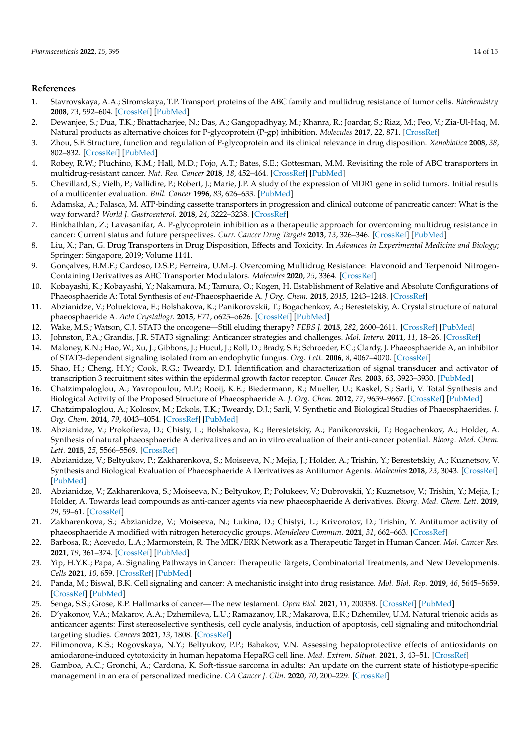## References

1. Stavrovskaya, A.A.; Stromskaya, T.P. Transport proteins of the ABC family and multidrug resistance of tumor cells. *Biochemistry* **2008**, *73*, 592–604. [CrossRef] [PubMed]
2. Dewanjee, S.; Dua, T.K.; Bhattacharjee, N.; Das, A.; Gangopadhyay, M.; Khanra, R.; Joardar, S.; Riaz, M.; Feo, V.; Zia-Ul-Haq, M. Natural products as alternative choices for P-glycoprotein (P-gp) inhibition. *Molecules* **2017**, *22*, 871. [CrossRef]
3. Zhou, S.F. Structure, function and regulation of P-glycoprotein and its clinical relevance in drug disposition. *Xenobiotica* **2008**, *38*, 802–832. [CrossRef] [PubMed]
4. Robey, R.W.; Pluchino, K.M.; Hall, M.D.; Fojo, A.T.; Bates, S.E.; Gottesman, M.M. Revisiting the role of ABC transporters in multidrug-resistant cancer. *Nat. Rev. Cancer* **2018**, *18*, 452–464. [CrossRef] [PubMed]
5. Chevillard, S.; Vielh, P.; Vallidire, P.; Robert, J.; Marie, J.P. A study of the expression of MDR1 gene in solid tumors. Initial results of a multicenter evaluation. *Bull. Cancer* **1996**, *83*, 626–633. [PubMed]
6. Adamska, A.; Falasca, M. ATP-binding cassette transporters in progression and clinical outcome of pancreatic cancer: What is the way forward? *World J. Gastroenterol.* **2018**, *24*, 3222–3238. [CrossRef]
7. Binkhathlan, Z.; Lavasanifar, A. P-glycoprotein inhibition as a therapeutic approach for overcoming multidrug resistance in cancer: Current status and future perspectives. *Curr. Cancer Drug Targets* **2013**, *13*, 326–346. [CrossRef] [PubMed]
8. Liu, X.; Pan, G. Drug Transporters in Drug Disposition, Effects and Toxicity. In *Advances in Experimental Medicine and Biology*; Springer: Singapore, 2019; Volume 1141.
9. Gonçalves, B.M.F.; Cardoso, D.S.P.; Ferreira, U.M.-J. Overcoming Multidrug Resistance: Flavonoid and Terpenoid Nitrogen-Containing Derivatives as ABC Transporter Modulators. *Molecules* **2020**, *25*, 3364. [CrossRef]
10. Kobayashi, K.; Kobayashi, Y.; Nakamura, M.; Tamura, O.; Kogen, H. Establishment of Relative and Absolute Configurations of Phaeosphaeride A: Total Synthesis of *ent*-Phaeosphaeride A. *J Org. Chem.* **2015**, *2015*, 1243–1248. [CrossRef]
11. Abzianidze, V.; Poluektova, E.; Bolshakova, K.; Panikorovskii, T.; Bogachenkov, A.; Berestetskiy, A. Crystal structure of natural phaeosphaeride A. *Acta Crystallogr.* **2015**, *E71*, o625–o626. [CrossRef] [PubMed]
12. Wake, M.S.; Watson, C.J. STAT3 the oncogene—Still eluding therapy? *FEBS J.* **2015**, *282*, 2600–2611. [CrossRef] [PubMed]
13. Johnston, P.A.; Grandis, J.R. STAT3 signaling: Anticancer strategies and challenges. *Mol. Interv.* **2011**, *11*, 18–26. [CrossRef]
14. Maloney, K.N.; Hao, W.; Xu, J.; Gibbons, J.; Hucul, J.; Roll, D.; Brady, S.F.; Schroeder, F.C.; Clardy, J. Phaeosphaeride A, an inhibitor of STAT3-dependent signaling isolated from an endophytic fungus. *Org. Lett.* **2006**, *8*, 4067–4070. [CrossRef]
15. Shao, H.; Cheng, H.Y.; Cook, R.G.; Tweardy, D.J. Identification and characterization of signal transducer and activator of transcription 3 recruitment sites within the epidermal growth factor receptor. *Cancer Res.* **2003**, *63*, 3923–3930. [PubMed]
16. Chatzimpaloglou, A.; Yavropoulou, M.P.; Rooij, K.E.; Biedermann, R.; Mueller, U.; Kaskel, S.; Sarli, V. Total Synthesis and Biological Activity of the Proposed Structure of Phaeosphaeride A. *J. Org. Chem.* **2012**, *77*, 9659–9667. [CrossRef] [PubMed]
17. Chatzimpaloglou, A.; Kolosov, M.; Eckols, T.K.; Tweardy, D.J.; Sarli, V. Synthetic and Biological Studies of Phaeosphaerides. *J. Org. Chem.* **2014**, *79*, 4043–4054. [CrossRef] [PubMed]
18. Abzianidze, V.; Prokofieva, D.; Chisty, L.; Bolshakova, K.; Berestetskiy, A.; Panikorovskii, T.; Bogachenkov, A.; Holder, A. Synthesis of natural phaeosphaeride A derivatives and an in vitro evaluation of their anti-cancer potential. *Bioorg. Med. Chem. Lett.* **2015**, *25*, 5566–5569. [CrossRef]
19. Abzianidze, V.; Beltyukov, P.; Zakharenkova, S.; Moiseeva, N.; Mejia, J.; Holder, A.; Trishin, Y.; Berestetskiy, A.; Kuznetsov, V. Synthesis and Biological Evaluation of Phaeosphaeride A Derivatives as Antitumor Agents. *Molecules* **2018**, *23*, 3043. [CrossRef] [PubMed]
20. Abzianidze, V.; Zakharenkova, S.; Moiseeva, N.; Beltyukov, P.; Polukeev, V.; Dubrovskii, Y.; Kuznetsov, V.; Trishin, Y.; Mejia, J.; Holder, A. Towards lead compounds as anti-cancer agents via new phaeosphaeride A derivatives. *Bioorg. Med. Chem. Lett.* **2019**, *29*, 59–61. [CrossRef]
21. Zakharenkova, S.; Abzianidze, V.; Moiseeva, N.; Lukina, D.; Chistyi, L.; Krivorotov, D.; Trishin, Y. Antitumor activity of phaeosphaeride A modified with nitrogen heterocyclic groups. *Mendeleev Commun.* **2021**, *31*, 662–663. [CrossRef]
22. Barbosa, R.; Acevedo, L.A.; Marmorstein, R. The MEK/ERK Network as a Therapeutic Target in Human Cancer. *Mol. Cancer Res.* **2021**, *19*, 361–374. [CrossRef] [PubMed]
23. Yip, H.Y.K.; Papa, A. Signaling Pathways in Cancer: Therapeutic Targets, Combinatorial Treatments, and New Developments. *Cells* **2021**, *10*, 659. [CrossRef] [PubMed]
24. Panda, M.; Biswal, B.K. Cell signaling and cancer: A mechanistic insight into drug resistance. *Mol. Biol. Rep.* **2019**, *46*, 5645–5659. [CrossRef] [PubMed]
25. Senga, S.S.; Grose, R.P. Hallmarks of cancer—The new testament. *Open Biol.* **2021**, *11*, 200358. [CrossRef] [PubMed]
26. D'yakonov, V.A.; Makarov, A.A.; Dzhemileva, L.U.; Ramazanov, I.R.; Makarova, E.K.; Dzhemilev, U.M. Natural trienoic acids as anticancer agents: First stereoselective synthesis, cell cycle analysis, induction of apoptosis, cell signaling and mitochondrial targeting studies. *Cancers* **2021**, *13*, 1808. [CrossRef]
27. Filimonova, K.S.; Rogovskaya, N.Y.; Beltyukov, P.P.; Babakov, V.N. Assessing hepatoprotective effects of antioxidants on amiodarone-induced cytotoxicity in human hepatoma HepaRG cell line. *Med. Extrem. Situat.* **2021**, *3*, 43–51. [CrossRef]
28. Gamboa, A.C.; Gronchi, A.; Cardona, K. Soft-tissue sarcoma in adults: An update on the current state of histiotype-specific management in an era of personalized medicine. *CA Cancer J. Clin.* **2020**, *70*, 200–229. [CrossRef]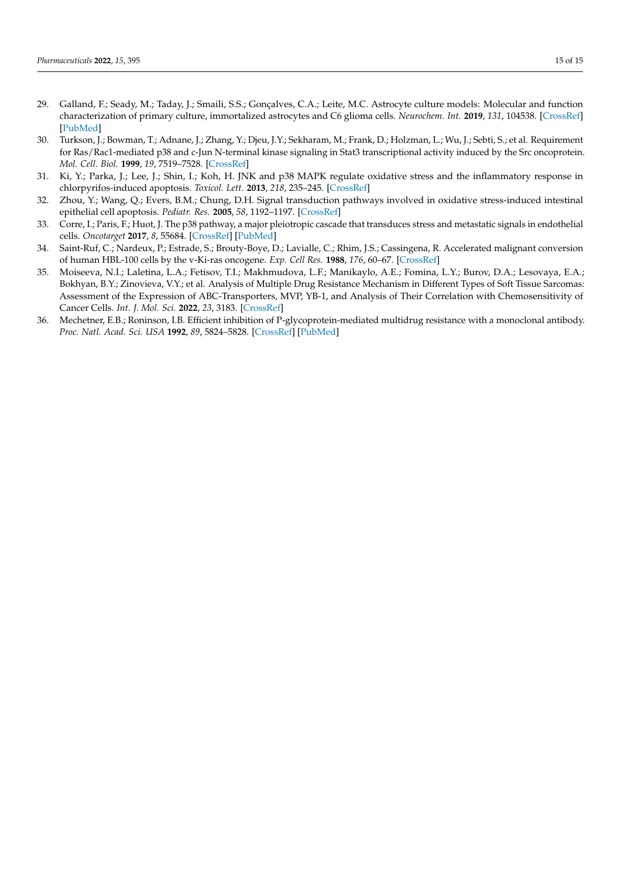29. Galland, F.; Seady, M.; Taday, J.; Smaili, S.S.; Gonçalves, C.A.; Leite, M.C. Astrocyte culture models: Molecular and function characterization of primary culture, immortalized astrocytes and C6 glioma cells. *Neurochem. Int.* **2019**, *131*, 104538. [CrossRef] [PubMed]
30. Turkson, J.; Bowman, T.; Adnane, J.; Zhang, Y.; Djeu, J.Y.; Sekharam, M.; Frank, D.; Holzman, L.; Wu, J.; Sebti, S.; et al. Requirement for Ras/Rac1-mediated p38 and c-Jun N-terminal kinase signaling in Stat3 transcriptional activity induced by the Src oncoprotein. *Mol. Cell. Biol.* **1999**, *19*, 7519–7528. [CrossRef]
31. Ki, Y.; Parka, J.; Lee, J.; Shin, I.; Koh, H. JNK and p38 MAPK regulate oxidative stress and the inflammatory response in chlorpyrifos-induced apoptosis. *Toxicol. Lett.* **2013**, *218*, 235–245. [CrossRef]
32. Zhou, Y.; Wang, Q.; Evers, B.M.; Chung, D.H. Signal transduction pathways involved in oxidative stress-induced intestinal epithelial cell apoptosis. *Pediatr. Res.* **2005**, *58*, 1192–1197. [CrossRef]
33. Corre, I.; Paris, F.; Huot, J. The p38 pathway, a major pleiotropic cascade that transduces stress and metastatic signals in endothelial cells. *Oncotarget* **2017**, *8*, 55684. [CrossRef] [PubMed]
34. Saint-Ruf, C.; Nardeux, P.; Estrade, S.; Brouty-Boye, D.; Lavialle, C.; Rhim, J.S.; Cassingena, R. Accelerated malignant conversion of human HBL-100 cells by the v-Ki-ras oncogene. *Exp. Cell Res.* **1988**, *176*, 60–67. [CrossRef]
35. Moiseeva, N.I.; Laletina, L.A.; Fetisov, T.I.; Makhmudova, L.F.; Manikaylo, A.E.; Fomina, L.Y.; Burov, D.A.; Lesovaya, E.A.; Bokhyan, B.Y.; Zinovieva, V.Y.; et al. Analysis of Multiple Drug Resistance Mechanism in Different Types of Soft Tissue Sarcomas: Assessment of the Expression of ABC-Transporters, MVP, YB-1, and Analysis of Their Correlation with Chemosensitivity of Cancer Cells. *Int. J. Mol. Sci.* **2022**, *23*, 3183. [CrossRef]
36. Mechetner, E.B.; Roninson, I.B. Efficient inhibition of P-glycoprotein-mediated multidrug resistance with a monoclonal antibody. *Proc. Natl. Acad. Sci. USA* **1992**, *89*, 5824–5828. [CrossRef] [PubMed]